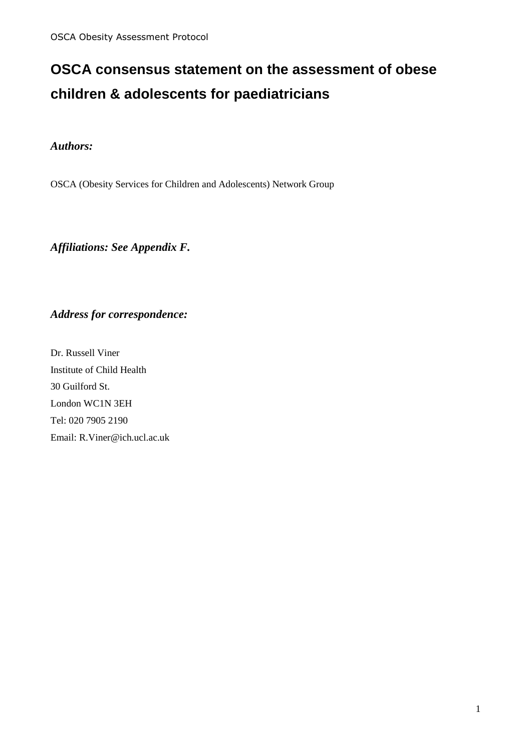# OSCA consensus statement on the assessment of obese children & adolescents for paediatricians

***Authors:***

OSCA (Obesity Services for Children and Adolescents) Network Group

***Affiliations: See Appendix F.***

***Address for correspondence:***

Dr. Russell Viner
Institute of Child Health
30 Guilford St.
London WC1N 3EH
Tel: 020 7905 2190
Email: R.Viner@ich.ucl.ac.uk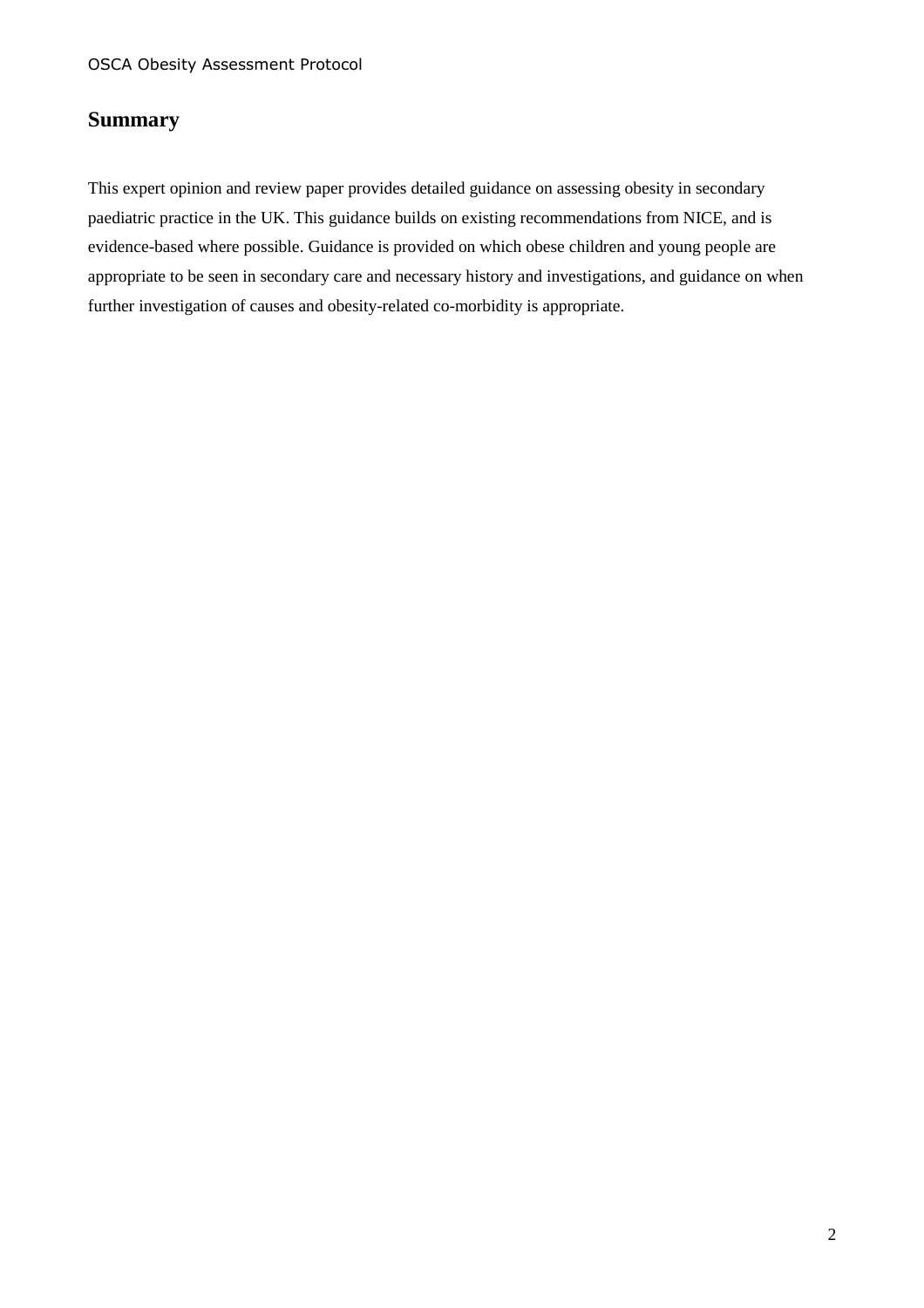## Summary

This expert opinion and review paper provides detailed guidance on assessing obesity in secondary paediatric practice in the UK. This guidance builds on existing recommendations from NICE, and is evidence-based where possible. Guidance is provided on which obese children and young people are appropriate to be seen in secondary care and necessary history and investigations, and guidance on when further investigation of causes and obesity-related co-morbidity is appropriate.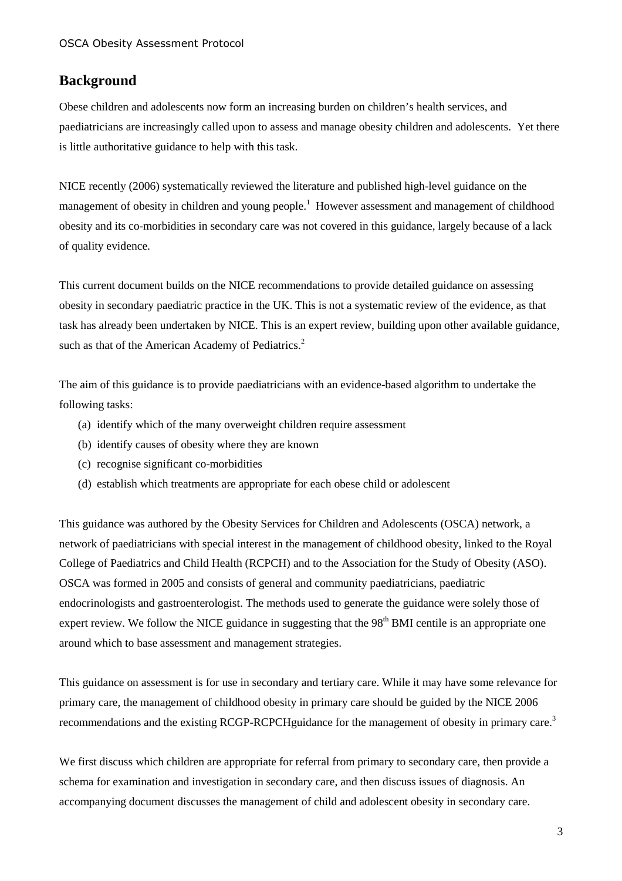## Background

Obese children and adolescents now form an increasing burden on children's health services, and paediatricians are increasingly called upon to assess and manage obesity children and adolescents. Yet there is little authoritative guidance to help with this task.

NICE recently (2006) systematically reviewed the literature and published high-level guidance on the management of obesity in children and young people.[1] However assessment and management of childhood obesity and its co-morbidities in secondary care was not covered in this guidance, largely because of a lack of quality evidence.

This current document builds on the NICE recommendations to provide detailed guidance on assessing obesity in secondary paediatric practice in the UK. This is not a systematic review of the evidence, as that task has already been undertaken by NICE. This is an expert review, building upon other available guidance, such as that of the American Academy of Pediatrics.[2]

The aim of this guidance is to provide paediatricians with an evidence-based algorithm to undertake the following tasks:

(a) identify which of the many overweight children require assessment
(b) identify causes of obesity where they are known
(c) recognise significant co-morbidities
(d) establish which treatments are appropriate for each obese child or adolescent

This guidance was authored by the Obesity Services for Children and Adolescents (OSCA) network, a network of paediatricians with special interest in the management of childhood obesity, linked to the Royal College of Paediatrics and Child Health (RCPCH) and to the Association for the Study of Obesity (ASO). OSCA was formed in 2005 and consists of general and community paediatricians, paediatric endocrinologists and gastroenterologist. The methods used to generate the guidance were solely those of expert review. We follow the NICE guidance in suggesting that the 98th BMI centile is an appropriate one around which to base assessment and management strategies.

This guidance on assessment is for use in secondary and tertiary care. While it may have some relevance for primary care, the management of childhood obesity in primary care should be guided by the NICE 2006 recommendations and the existing RCGP-RCPCHguidance for the management of obesity in primary care.[3]

We first discuss which children are appropriate for referral from primary to secondary care, then provide a schema for examination and investigation in secondary care, and then discuss issues of diagnosis. An accompanying document discusses the management of child and adolescent obesity in secondary care.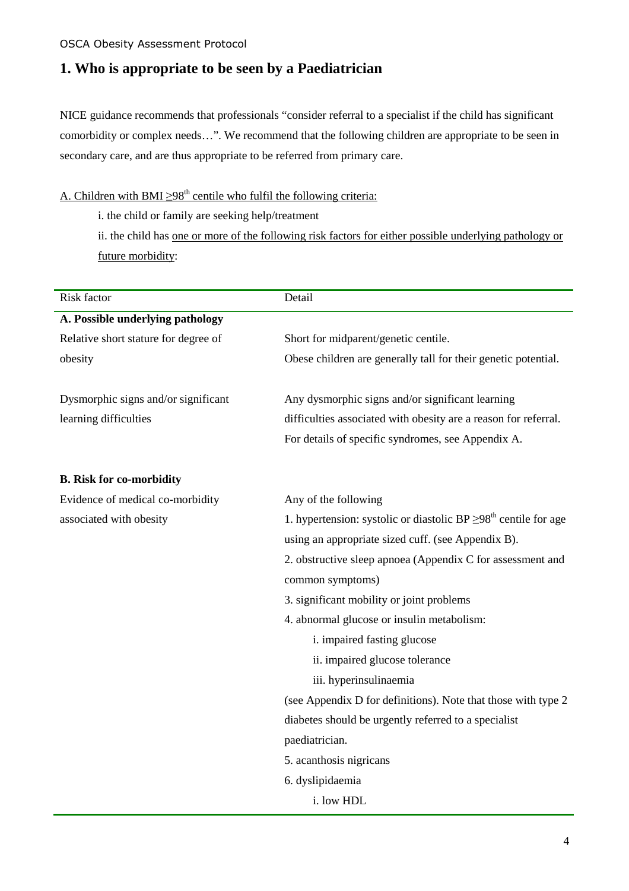# 1. Who is appropriate to be seen by a Paediatrician

NICE guidance recommends that professionals "consider referral to a specialist if the child has significant comorbidity or complex needs…". We recommend that the following children are appropriate to be seen in secondary care, and are thus appropriate to be referred from primary care.

<u>A. Children with BMI $\geq 98^{th}$ centile who fulfil the following criteria:</u>

i. the child or family are seeking help/treatment

ii. the child has <u>one or more of the following risk factors for either possible underlying pathology or future morbidity</u>:

| Risk factor | Detail |
|---|---|
| **A. Possible underlying pathology** | |
| Relative short stature for degree of obesity | Short for midparent/genetic centile. Obese children are generally tall for their genetic potential. |
| Dysmorphic signs and/or significant learning difficulties | Any dysmorphic signs and/or significant learning difficulties associated with obesity are a reason for referral. For details of specific syndromes, see Appendix A. |
| **B. Risk for co-morbidity** | |
| Evidence of medical co-morbidity associated with obesity | Any of the following<br>1. hypertension: systolic or diastolic BP $\geq 98^{th}$ centile for age using an appropriate sized cuff. (see Appendix B).<br>2. obstructive sleep apnoea (Appendix C for assessment and common symptoms)<br>3. significant mobility or joint problems<br>4. abnormal glucose or insulin metabolism:<br>i. impaired fasting glucose<br>ii. impaired glucose tolerance<br>iii. hyperinsulinaemia<br>(see Appendix D for definitions). Note that those with type 2 diabetes should be urgently referred to a specialist paediatrician.<br>5. acanthosis nigricans<br>6. dyslipidaemia<br>i. low HDL |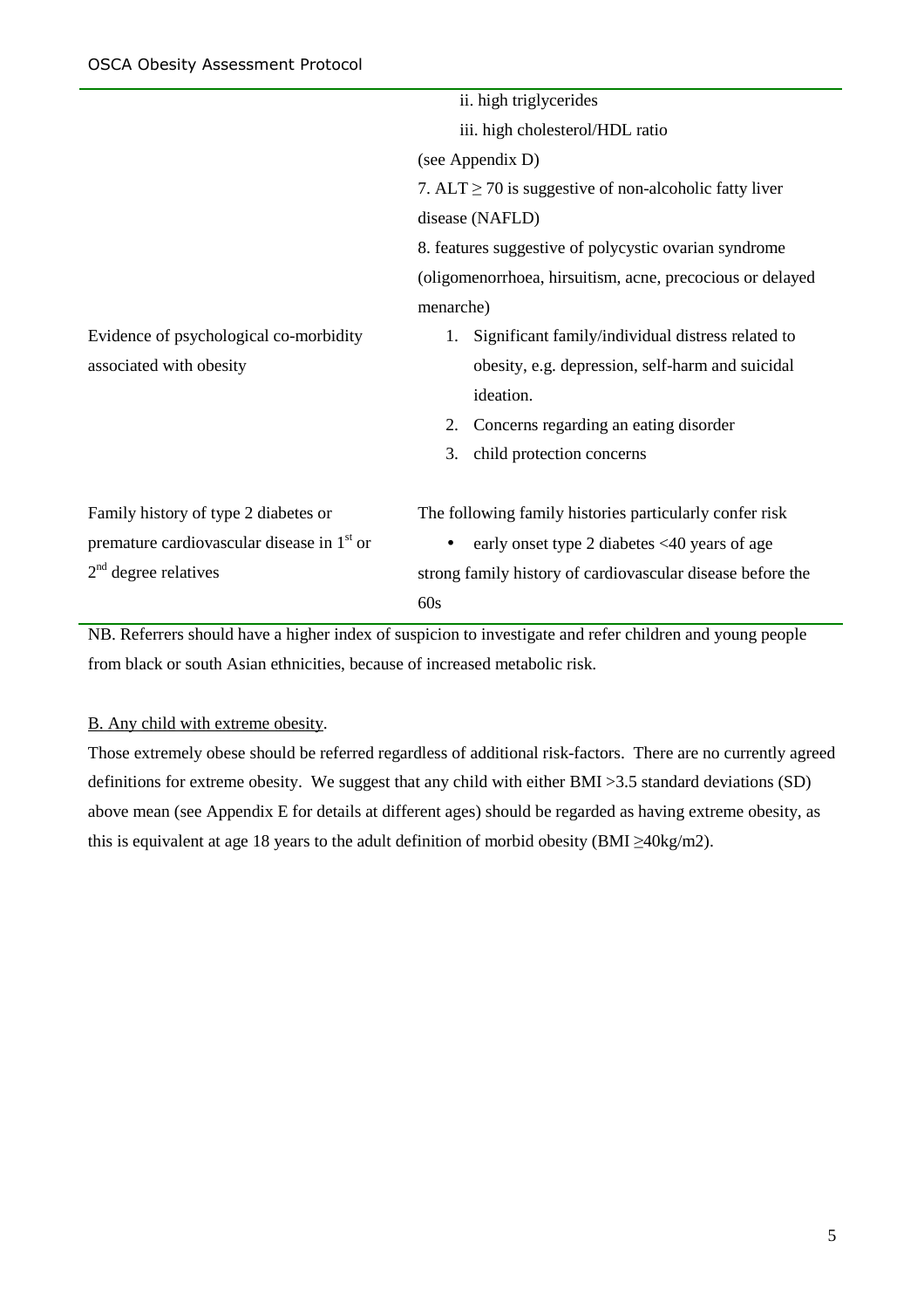| | |
|---|---|
| | ii. high triglycerides<br>iii. high cholesterol/HDL ratio<br>(see Appendix D)<br>7. ALT $\geq$ 70 is suggestive of non-alcoholic fatty liver disease (NAFLD)<br>8. features suggestive of polycystic ovarian syndrome (oligomenorrhoea, hirsuitism, acne, precocious or delayed menarche) |
| Evidence of psychological co-morbidity associated with obesity | 1. Significant family/individual distress related to obesity, e.g. depression, self-harm and suicidal ideation.<br>2. Concerns regarding an eating disorder<br>3. child protection concerns |
| Family history of type 2 diabetes or premature cardiovascular disease in 1st or 2nd degree relatives | The following family histories particularly confer risk<br>• early onset type 2 diabetes <40 years of age<br>strong family history of cardiovascular disease before the 60s |

NB. Referrers should have a higher index of suspicion to investigate and refer children and young people from black or south Asian ethnicities, because of increased metabolic risk.

B. Any child with extreme obesity.

Those extremely obese should be referred regardless of additional risk-factors. There are no currently agreed definitions for extreme obesity. We suggest that any child with either BMI >3.5 standard deviations (SD) above mean (see Appendix E for details at different ages) should be regarded as having extreme obesity, as this is equivalent at age 18 years to the adult definition of morbid obesity (BMI $\geq$40kg/m2).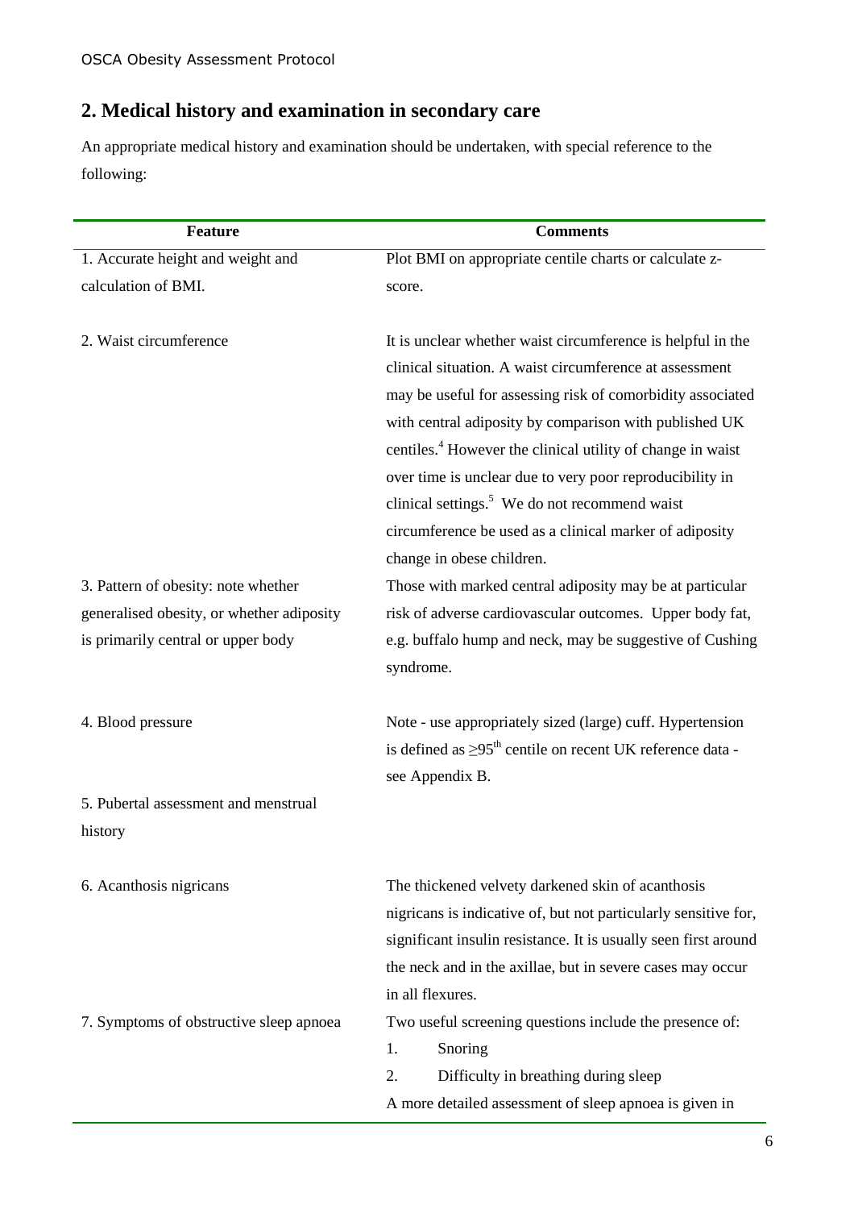## 2. Medical history and examination in secondary care

An appropriate medical history and examination should be undertaken, with special reference to the following:

| Feature | Comments |
|---|---|
| 1. Accurate height and weight and calculation of BMI. | Plot BMI on appropriate centile charts or calculate z-score. |
| 2. Waist circumference | It is unclear whether waist circumference is helpful in the clinical situation. A waist circumference at assessment may be useful for assessing risk of comorbidity associated with central adiposity by comparison with published UK centiles.[4] However the clinical utility of change in waist over time is unclear due to very poor reproducibility in clinical settings.[5] We do not recommend waist circumference be used as a clinical marker of adiposity change in obese children. |
| 3. Pattern of obesity: note whether generalised obesity, or whether adiposity is primarily central or upper body | Those with marked central adiposity may be at particular risk of adverse cardiovascular outcomes. Upper body fat, e.g. buffalo hump and neck, may be suggestive of Cushing syndrome. |
| 4. Blood pressure | Note - use appropriately sized (large) cuff. Hypertension is defined as $\geq 95^{th}$ centile on recent UK reference data - see Appendix B. |
| 5. Pubertal assessment and menstrual history | |
| 6. Acanthosis nigricans | The thickened velvety darkened skin of acanthosis nigricans is indicative of, but not particularly sensitive for, significant insulin resistance. It is usually seen first around the neck and in the axillae, but in severe cases may occur in all flexures. |
| 7. Symptoms of obstructive sleep apnoea | Two useful screening questions include the presence of:<br>1. Snoring<br>2. Difficulty in breathing during sleep<br>A more detailed assessment of sleep apnoea is given in |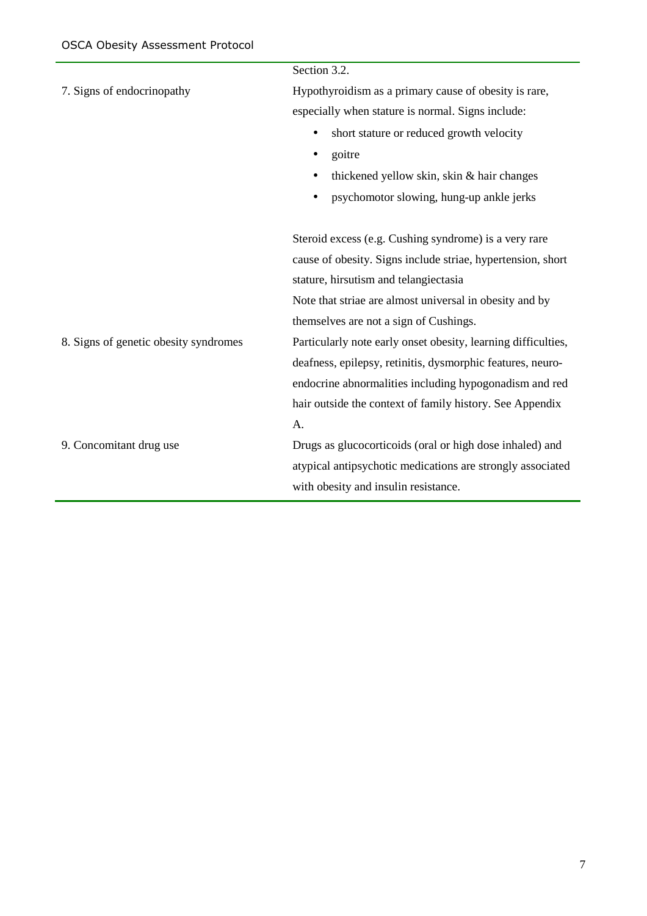| | |
|---|---|
| | Section 3.2. |
| 7. Signs of endocrinopathy | Hypothyroidism as a primary cause of obesity is rare, especially when stature is normal. Signs include:<br>• short stature or reduced growth velocity<br>• goitre<br>• thickened yellow skin, skin & hair changes<br>• psychomotor slowing, hung-up ankle jerks<br><br>Steroid excess (e.g. Cushing syndrome) is a very rare cause of obesity. Signs include striae, hypertension, short stature, hirsutism and telangiectasia<br>Note that striae are almost universal in obesity and by themselves are not a sign of Cushings. |
| 8. Signs of genetic obesity syndromes | Particularly note early onset obesity, learning difficulties, deafness, epilepsy, retinitis, dysmorphic features, neuro-endocrine abnormalities including hypogonadism and red hair outside the context of family history. See Appendix A. |
| 9. Concomitant drug use | Drugs as glucocorticoids (oral or high dose inhaled) and atypical antipsychotic medications are strongly associated with obesity and insulin resistance. |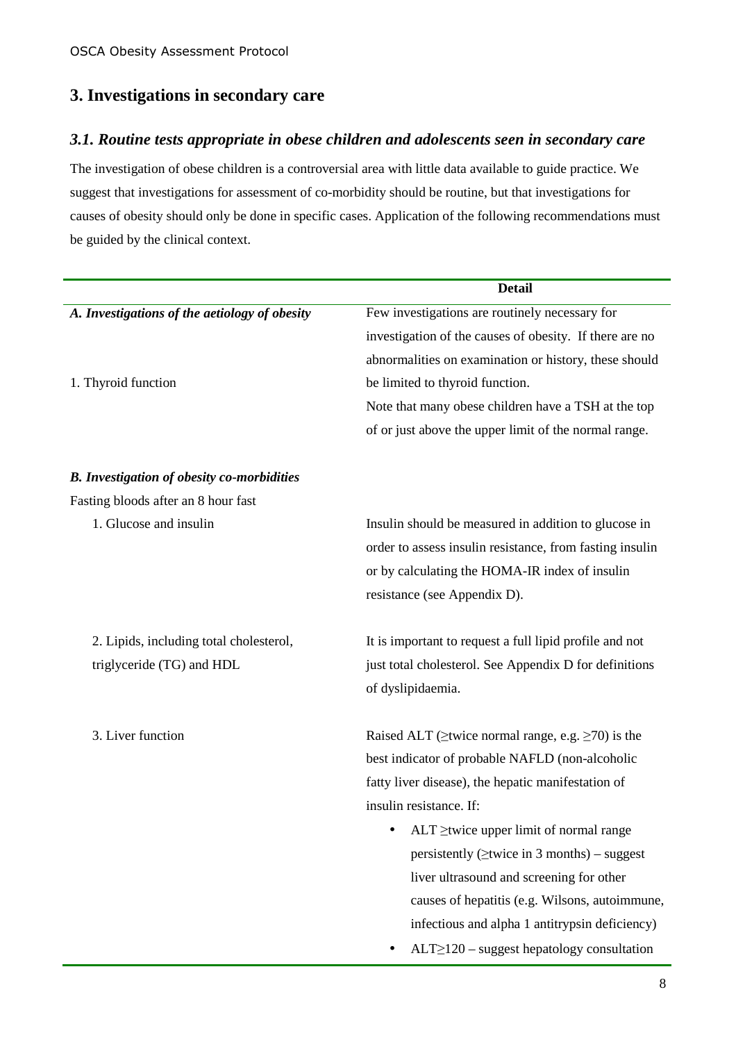## 3. Investigations in secondary care

### *3.1. Routine tests appropriate in obese children and adolescents seen in secondary care*

The investigation of obese children is a controversial area with little data available to guide practice. We suggest that investigations for assessment of co-morbidity should be routine, but that investigations for causes of obesity should only be done in specific cases. Application of the following recommendations must be guided by the clinical context.

| | Detail |
|---|---|
| ***A. Investigations of the aetiology of obesity*** | Few investigations are routinely necessary for investigation of the causes of obesity. If there are no abnormalities on examination or history, these should be limited to thyroid function. |
| 1. Thyroid function | Note that many obese children have a TSH at the top of or just above the upper limit of the normal range. |
| ***B. Investigation of obesity co-morbidities*** | |
| Fasting bloods after an 8 hour fast | |
| 1. Glucose and insulin | Insulin should be measured in addition to glucose in order to assess insulin resistance, from fasting insulin or by calculating the HOMA-IR index of insulin resistance (see Appendix D). |
| 2. Lipids, including total cholesterol, triglyceride (TG) and HDL | It is important to request a full lipid profile and not just total cholesterol. See Appendix D for definitions of dyslipidaemia. |
| 3. Liver function | Raised ALT (≥twice normal range, e.g. ≥70) is the best indicator of probable NAFLD (non-alcoholic fatty liver disease), the hepatic manifestation of insulin resistance. If:<br>• ALT ≥twice upper limit of normal range persistently (≥twice in 3 months) – suggest liver ultrasound and screening for other causes of hepatitis (e.g. Wilsons, autoimmune, infectious and alpha 1 antitrypsin deficiency)<br>• ALT≥120 – suggest hepatology consultation |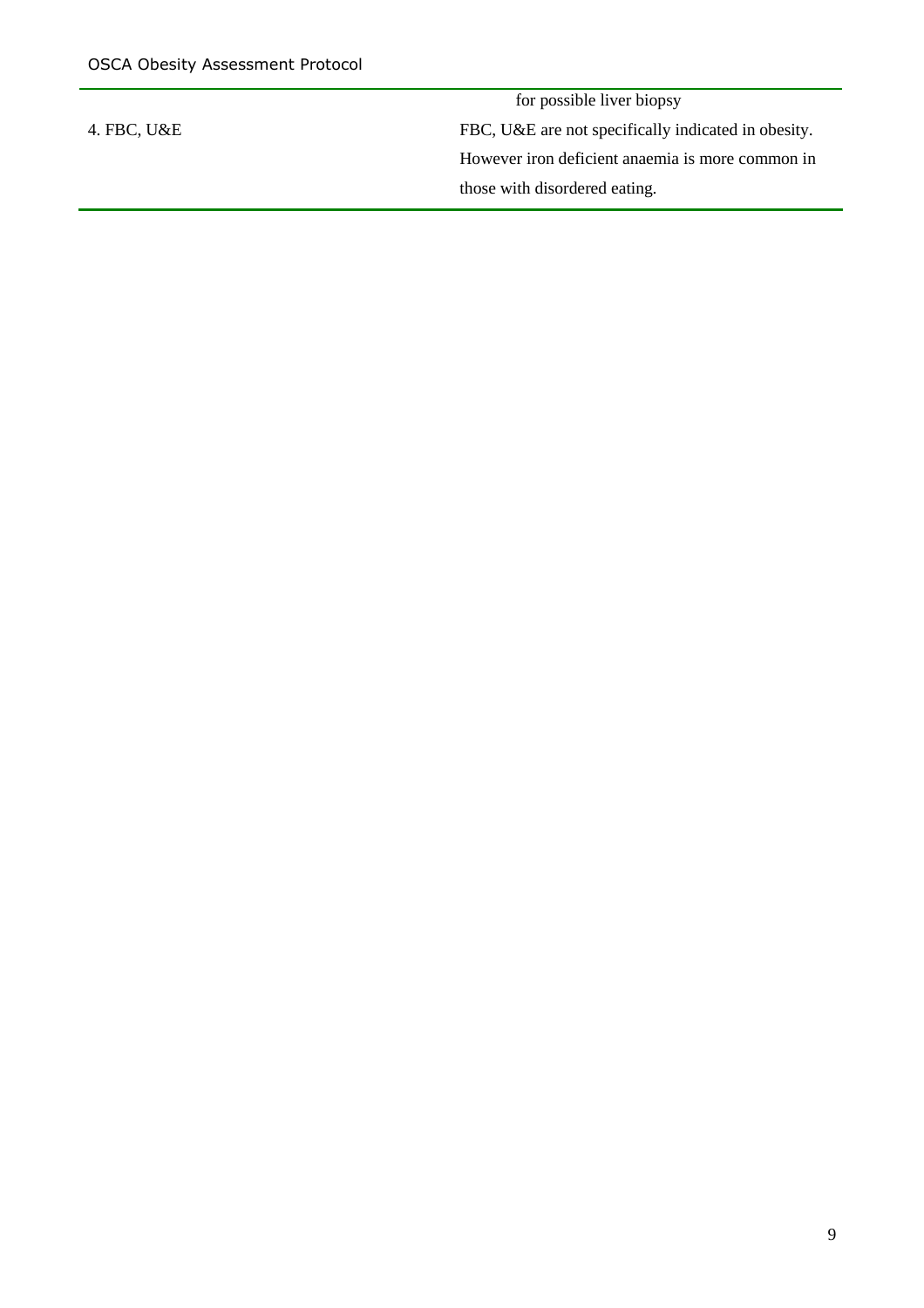| | |
|---|---|
| | for possible liver biopsy |
| 4. FBC, U&E | FBC, U&E are not specifically indicated in obesity. However iron deficient anaemia is more common in those with disordered eating. |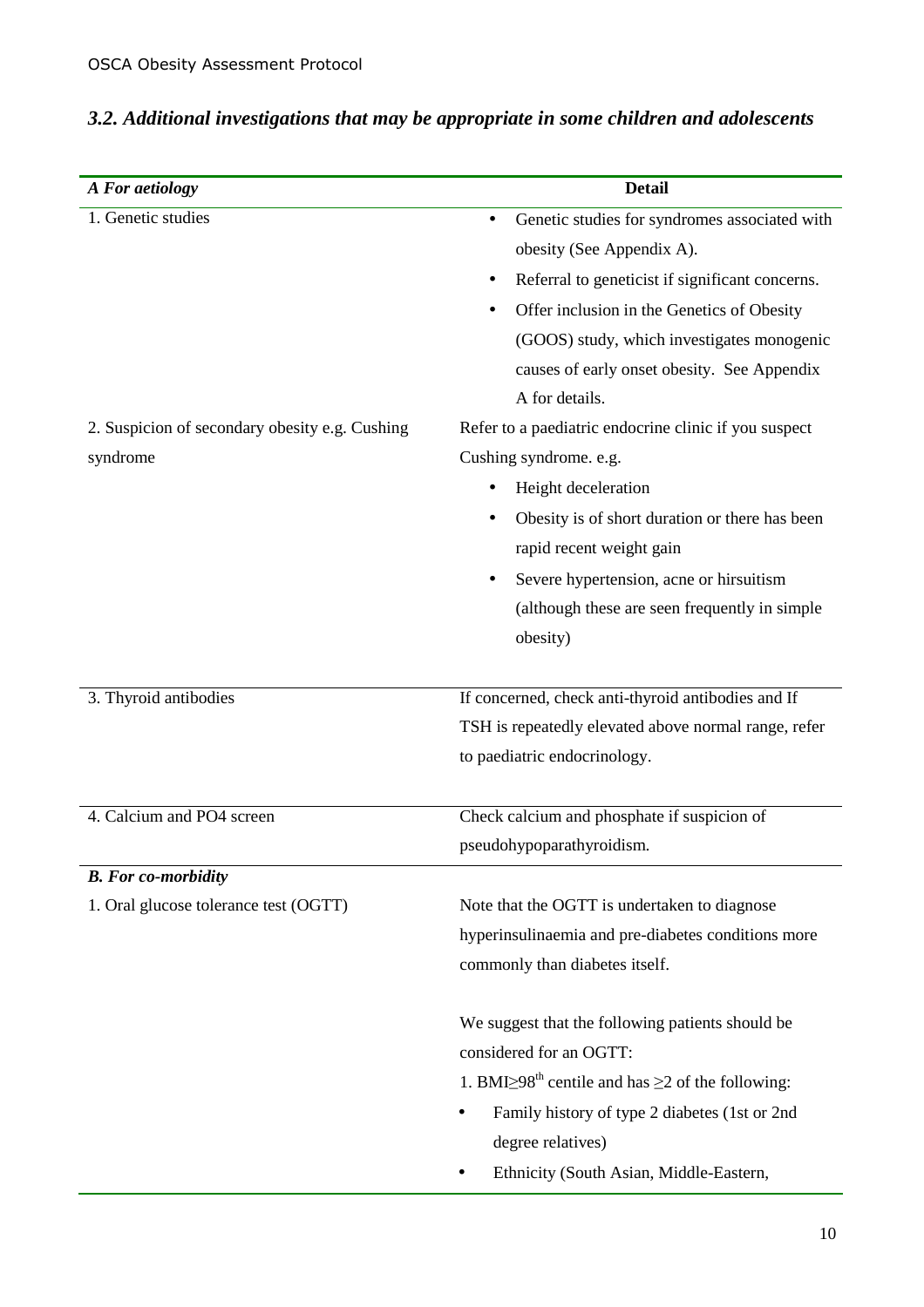### *3.2. Additional investigations that may be appropriate in some children and adolescents*

| ***A For aetiology*** | **Detail** |
|---|---|
| 1. Genetic studies | • Genetic studies for syndromes associated with obesity (See Appendix A).<br>• Referral to geneticist if significant concerns.<br>• Offer inclusion in the Genetics of Obesity (GOOS) study, which investigates monogenic causes of early onset obesity. See Appendix A for details. |
| 2. Suspicion of secondary obesity e.g. Cushing syndrome | Refer to a paediatric endocrine clinic if you suspect Cushing syndrome. e.g.<br>• Height deceleration<br>• Obesity is of short duration or there has been rapid recent weight gain<br>• Severe hypertension, acne or hirsuitism (although these are seen frequently in simple obesity) |
| 3. Thyroid antibodies | If concerned, check anti-thyroid antibodies and If TSH is repeatedly elevated above normal range, refer to paediatric endocrinology. |
| 4. Calcium and PO4 screen | Check calcium and phosphate if suspicion of pseudohypoparathyroidism. |
| ***B. For co-morbidity*** | |
| 1. Oral glucose tolerance test (OGTT) | Note that the OGTT is undertaken to diagnose hyperinsulinaemia and pre-diabetes conditions more commonly than diabetes itself.<br><br>We suggest that the following patients should be considered for an OGTT:<br>1. BMI$\geq$98th centile and has $\geq$2 of the following:<br>• Family history of type 2 diabetes (1st or 2nd degree relatives)<br>• Ethnicity (South Asian, Middle-Eastern, |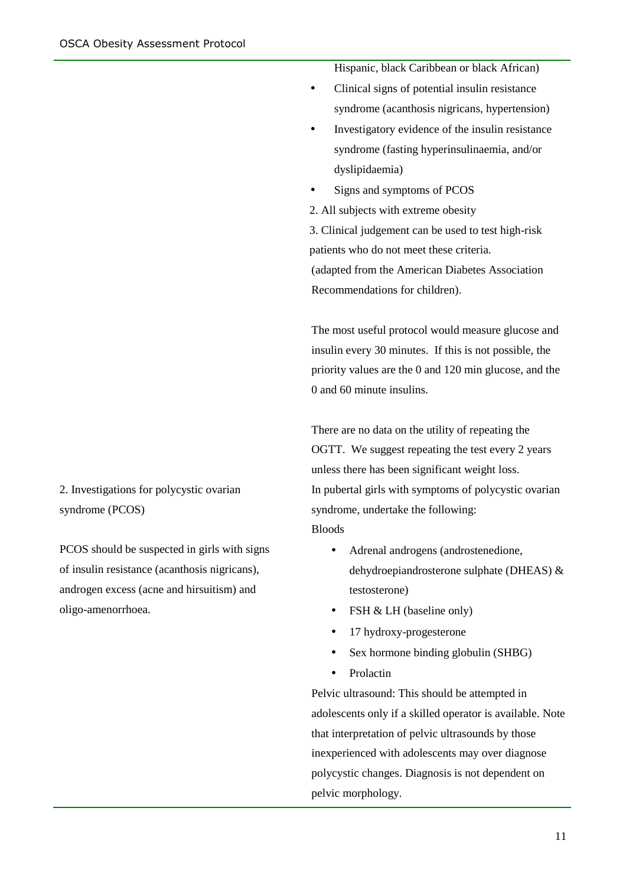Hispanic, black Caribbean or black African)

- Clinical signs of potential insulin resistance syndrome (acanthosis nigricans, hypertension)
- Investigatory evidence of the insulin resistance syndrome (fasting hyperinsulinaemia, and/or dyslipidaemia)
- Signs and symptoms of PCOS

2. All subjects with extreme obesity
3. Clinical judgement can be used to test high-risk patients who do not meet these criteria.

(adapted from the American Diabetes Association Recommendations for children).

The most useful protocol would measure glucose and insulin every 30 minutes. If this is not possible, the priority values are the 0 and 120 min glucose, and the 0 and 60 minute insulins.

There are no data on the utility of repeating the OGTT. We suggest repeating the test every 2 years unless there has been significant weight loss.

2. Investigations for polycystic ovarian syndrome (PCOS)

PCOS should be suspected in girls with signs of insulin resistance (acanthosis nigricans), androgen excess (acne and hirsuitism) and oligo-amenorrhoea.

In pubertal girls with symptoms of polycystic ovarian syndrome, undertake the following:

Bloods

- Adrenal androgens (androstenedione, dehydroepiandrosterone sulphate (DHEAS) & testosterone)
- FSH & LH (baseline only)
- 17 hydroxy-progesterone
- Sex hormone binding globulin (SHBG)
- Prolactin

Pelvic ultrasound: This should be attempted in adolescents only if a skilled operator is available. Note that interpretation of pelvic ultrasounds by those inexperienced with adolescents may over diagnose polycystic changes. Diagnosis is not dependent on pelvic morphology.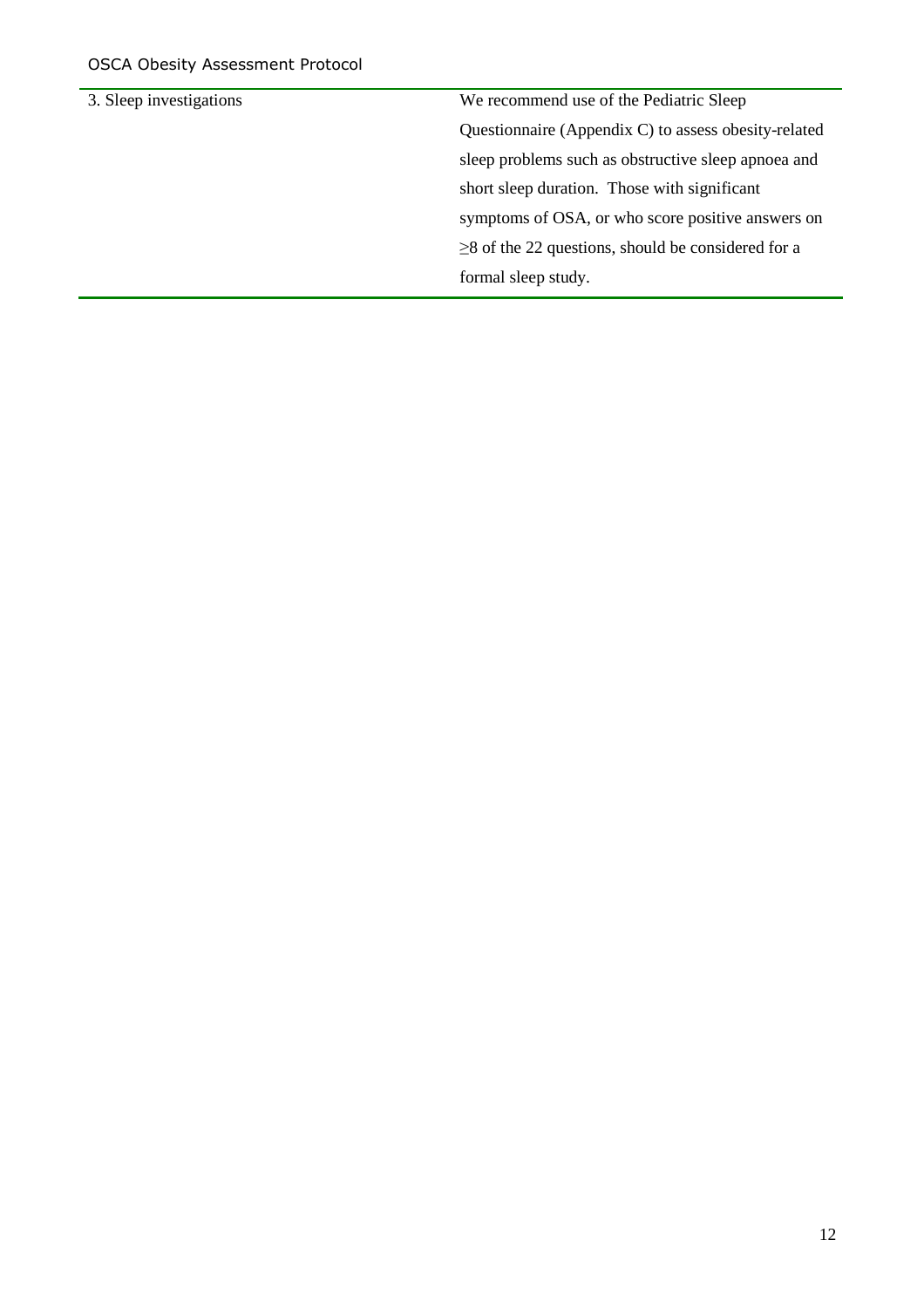| | |
|---|---|
| 3. Sleep investigations | We recommend use of the Pediatric Sleep Questionnaire (Appendix C) to assess obesity-related sleep problems such as obstructive sleep apnoea and short sleep duration. Those with significant symptoms of OSA, or who score positive answers on $\geq$8 of the 22 questions, should be considered for a formal sleep study. |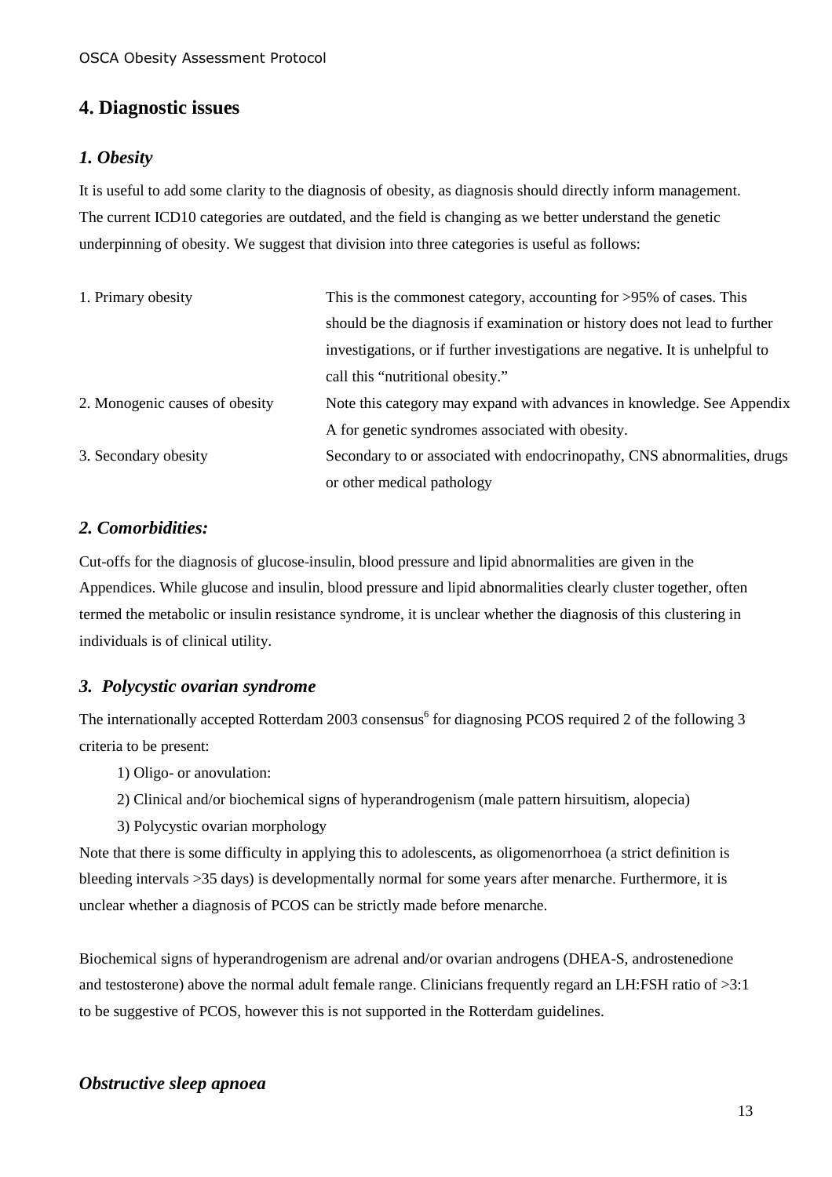## 4. Diagnostic issues

### *1. Obesity*

It is useful to add some clarity to the diagnosis of obesity, as diagnosis should directly inform management. The current ICD10 categories are outdated, and the field is changing as we better understand the genetic underpinning of obesity. We suggest that division into three categories is useful as follows:

| | |
|---|---|
| 1. Primary obesity | This is the commonest category, accounting for >95% of cases. This should be the diagnosis if examination or history does not lead to further investigations, or if further investigations are negative. It is unhelpful to call this "nutritional obesity." |
| 2. Monogenic causes of obesity | Note this category may expand with advances in knowledge. See Appendix A for genetic syndromes associated with obesity. |
| 3. Secondary obesity | Secondary to or associated with endocrinopathy, CNS abnormalities, drugs or other medical pathology |

### *2. Comorbidities:*

Cut-offs for the diagnosis of glucose-insulin, blood pressure and lipid abnormalities are given in the Appendices. While glucose and insulin, blood pressure and lipid abnormalities clearly cluster together, often termed the metabolic or insulin resistance syndrome, it is unclear whether the diagnosis of this clustering in individuals is of clinical utility.

### *3. Polycystic ovarian syndrome*

The internationally accepted Rotterdam 2003 consensus[6] for diagnosing PCOS required 2 of the following 3 criteria to be present:

1) Oligo- or anovulation:
2) Clinical and/or biochemical signs of hyperandrogenism (male pattern hirsuitism, alopecia)
3) Polycystic ovarian morphology

Note that there is some difficulty in applying this to adolescents, as oligomenorrhoea (a strict definition is bleeding intervals >35 days) is developmentally normal for some years after menarche. Furthermore, it is unclear whether a diagnosis of PCOS can be strictly made before menarche.

Biochemical signs of hyperandrogenism are adrenal and/or ovarian androgens (DHEA-S, androstenedione and testosterone) above the normal adult female range. Clinicians frequently regard an LH:FSH ratio of >3:1 to be suggestive of PCOS, however this is not supported in the Rotterdam guidelines.

### *Obstructive sleep apnoea*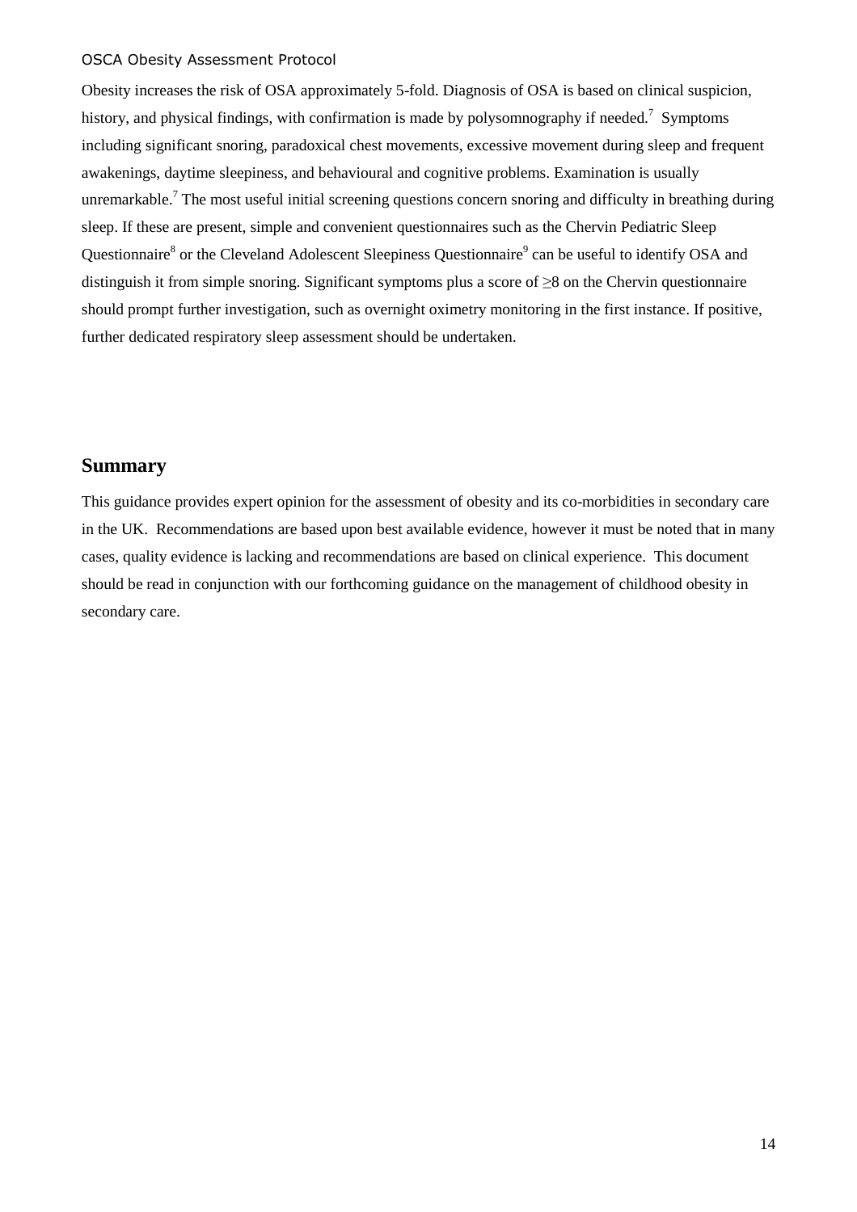Obesity increases the risk of OSA approximately 5-fold. Diagnosis of OSA is based on clinical suspicion, history, and physical findings, with confirmation is made by polysomnography if needed.[7] Symptoms including significant snoring, paradoxical chest movements, excessive movement during sleep and frequent awakenings, daytime sleepiness, and behavioural and cognitive problems. Examination is usually unremarkable.[7] The most useful initial screening questions concern snoring and difficulty in breathing during sleep. If these are present, simple and convenient questionnaires such as the Chervin Pediatric Sleep Questionnaire[8] or the Cleveland Adolescent Sleepiness Questionnaire[9] can be useful to identify OSA and distinguish it from simple snoring. Significant symptoms plus a score of ≥8 on the Chervin questionnaire should prompt further investigation, such as overnight oximetry monitoring in the first instance. If positive, further dedicated respiratory sleep assessment should be undertaken.

## Summary

This guidance provides expert opinion for the assessment of obesity and its co-morbidities in secondary care in the UK. Recommendations are based upon best available evidence, however it must be noted that in many cases, quality evidence is lacking and recommendations are based on clinical experience. This document should be read in conjunction with our forthcoming guidance on the management of childhood obesity in secondary care.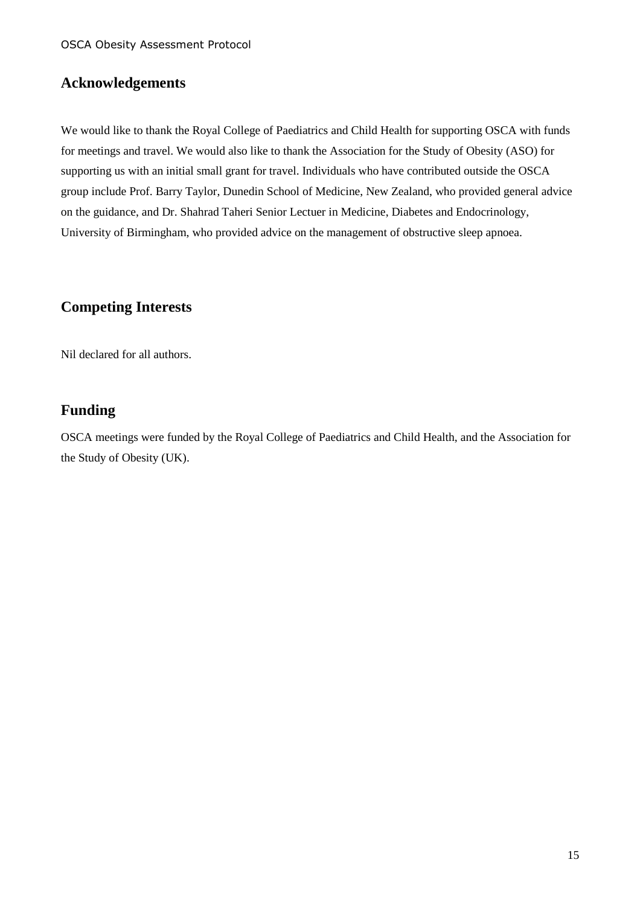## Acknowledgements

We would like to thank the Royal College of Paediatrics and Child Health for supporting OSCA with funds for meetings and travel. We would also like to thank the Association for the Study of Obesity (ASO) for supporting us with an initial small grant for travel. Individuals who have contributed outside the OSCA group include Prof. Barry Taylor, Dunedin School of Medicine, New Zealand, who provided general advice on the guidance, and Dr. Shahrad Taheri Senior Lectuer in Medicine, Diabetes and Endocrinology, University of Birmingham, who provided advice on the management of obstructive sleep apnoea.

## Competing Interests

Nil declared for all authors.

## Funding

OSCA meetings were funded by the Royal College of Paediatrics and Child Health, and the Association for the Study of Obesity (UK).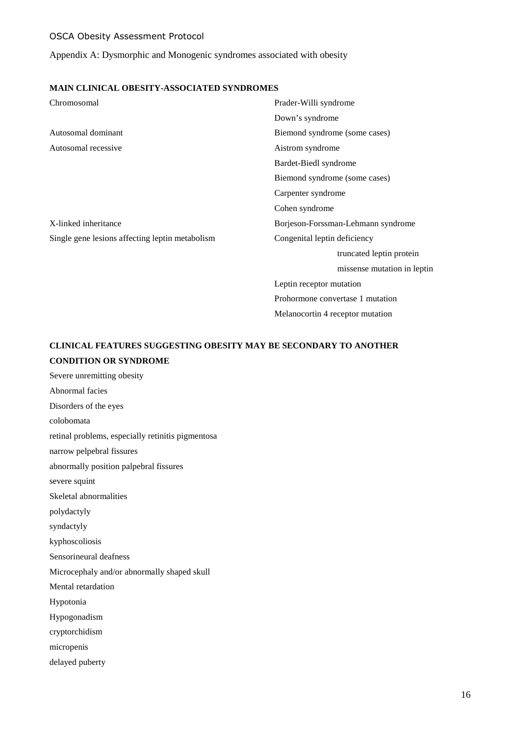Appendix A: Dysmorphic and Monogenic syndromes associated with obesity

**MAIN CLINICAL OBESITY-ASSOCIATED SYNDROMES**

| | |
|---|---|
| Chromosomal | Prader-Willi syndrome |
| | Down's syndrome |
| Autosomal dominant | Biemond syndrome (some cases) |
| Autosomal recessive | Aistrom syndrome |
| | Bardet-Biedl syndrome |
| | Biemond syndrome (some cases) |
| | Carpenter syndrome |
| | Cohen syndrome |
| X-linked inheritance | Borjeson-Forssman-Lehmann syndrome |
| Single gene lesions affecting leptin metabolism | Congenital leptin deficiency |
| | truncated leptin protein |
| | missense mutation in leptin |
| | Leptin receptor mutation |
| | Prohormone convertase 1 mutation |
| | Melanocortin 4 receptor mutation |

**CLINICAL FEATURES SUGGESTING OBESITY MAY BE SECONDARY TO ANOTHER CONDITION OR SYNDROME**

Severe unremitting obesity

Abnormal facies

Disorders of the eyes

colobomata

retinal problems, especially retinitis pigmentosa

narrow pelpebral fissures

abnormally position palpebral fissures

severe squint

Skeletal abnormalities

polydactyly

syndactyly

kyphoscoliosis

Sensorineural deafness

Microcephaly and/or abnormally shaped skull

Mental retardation

Hypotonia

Hypogonadism

cryptorchidism

micropenis

delayed puberty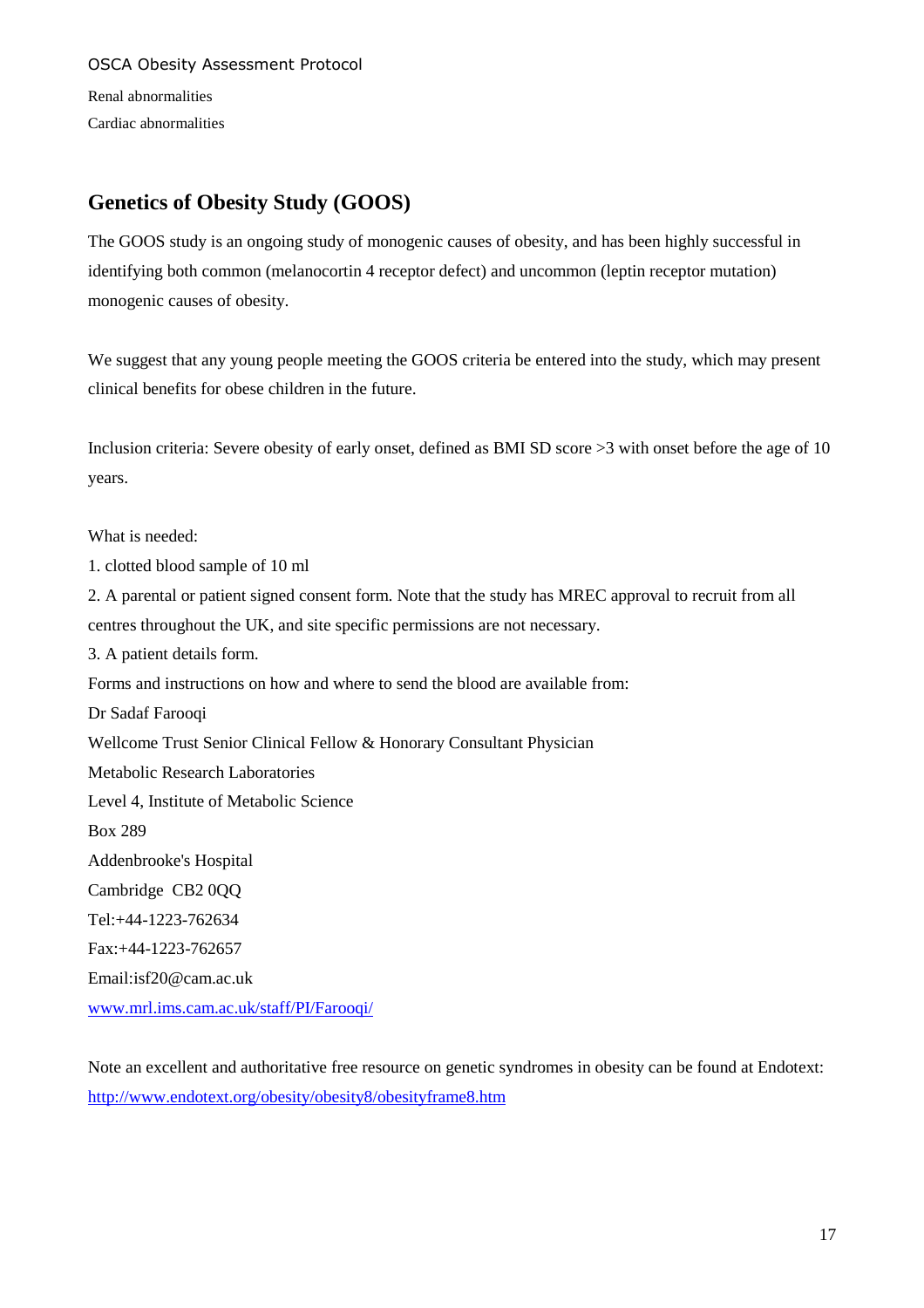Renal abnormalities

Cardiac abnormalities

## Genetics of Obesity Study (GOOS)

The GOOS study is an ongoing study of monogenic causes of obesity, and has been highly successful in identifying both common (melanocortin 4 receptor defect) and uncommon (leptin receptor mutation) monogenic causes of obesity.

We suggest that any young people meeting the GOOS criteria be entered into the study, which may present clinical benefits for obese children in the future.

Inclusion criteria: Severe obesity of early onset, defined as BMI SD score >3 with onset before the age of 10 years.

What is needed:

1. clotted blood sample of 10 ml
2. A parental or patient signed consent form. Note that the study has MREC approval to recruit from all centres throughout the UK, and site specific permissions are not necessary.
3. A patient details form.

Forms and instructions on how and where to send the blood are available from:

Dr Sadaf Farooqi
Wellcome Trust Senior Clinical Fellow & Honorary Consultant Physician
Metabolic Research Laboratories
Level 4, Institute of Metabolic Science
Box 289
Addenbrooke's Hospital
Cambridge CB2 0QQ
Tel:+44-1223-762634
Fax:+44-1223-762657
Email:isf20@cam.ac.uk
[www.mrl.ims.cam.ac.uk/staff/PI/Farooqi/](www.mrl.ims.cam.ac.uk/staff/PI/Farooqi/)

Note an excellent and authoritative free resource on genetic syndromes in obesity can be found at Endotext: [http://www.endotext.org/obesity/obesity8/obesityframe8.htm](http://www.endotext.org/obesity/obesity8/obesityframe8.htm)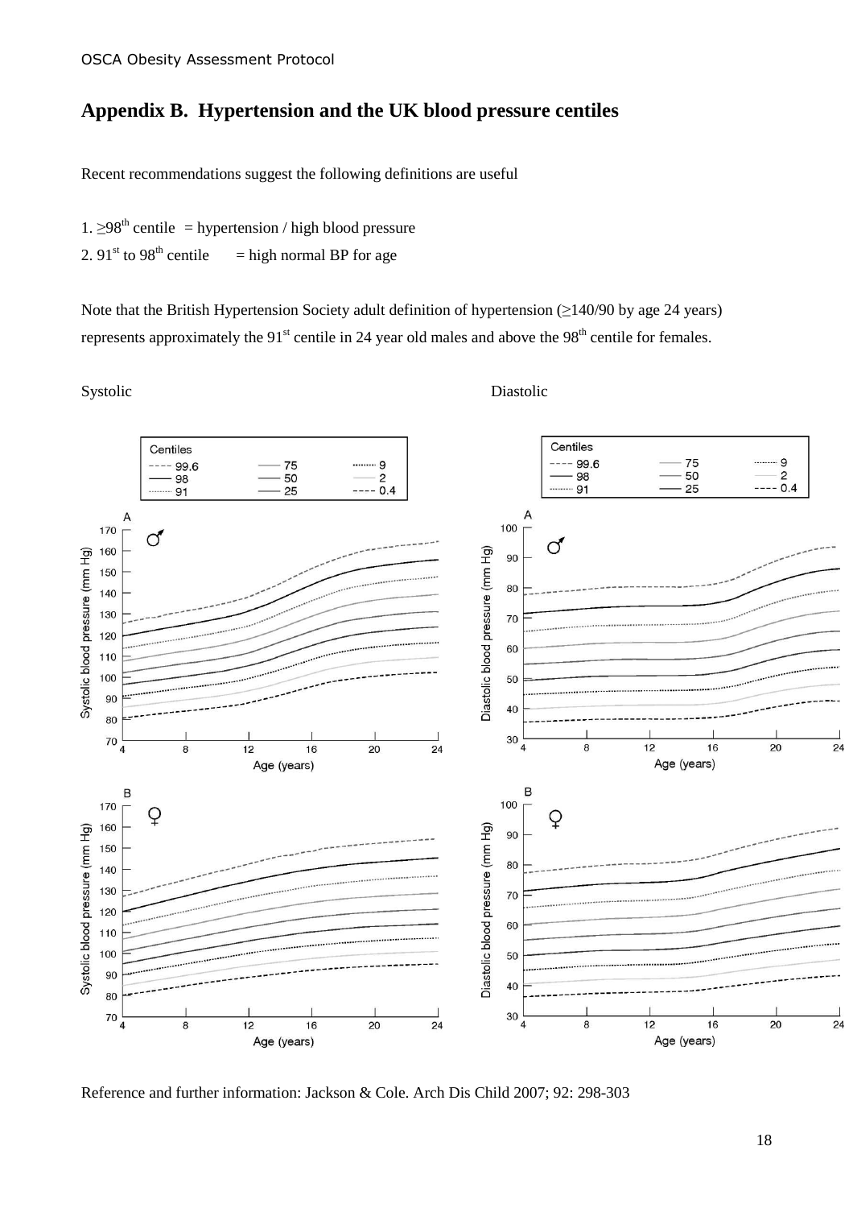## Appendix B.  Hypertension and the UK blood pressure centiles

Recent recommendations suggest the following definitions are useful

1. ≥98th centile  = hypertension / high blood pressure
2. 91st to 98th centile  = high normal BP for age

Note that the British Hypertension Society adult definition of hypertension (≥140/90 by age 24 years) represents approximately the 91st centile in 24 year old males and above the 98th centile for females.

Systolic

Diastolic

Reference and further information: Jackson & Cole. Arch Dis Child 2007; 92: 298-303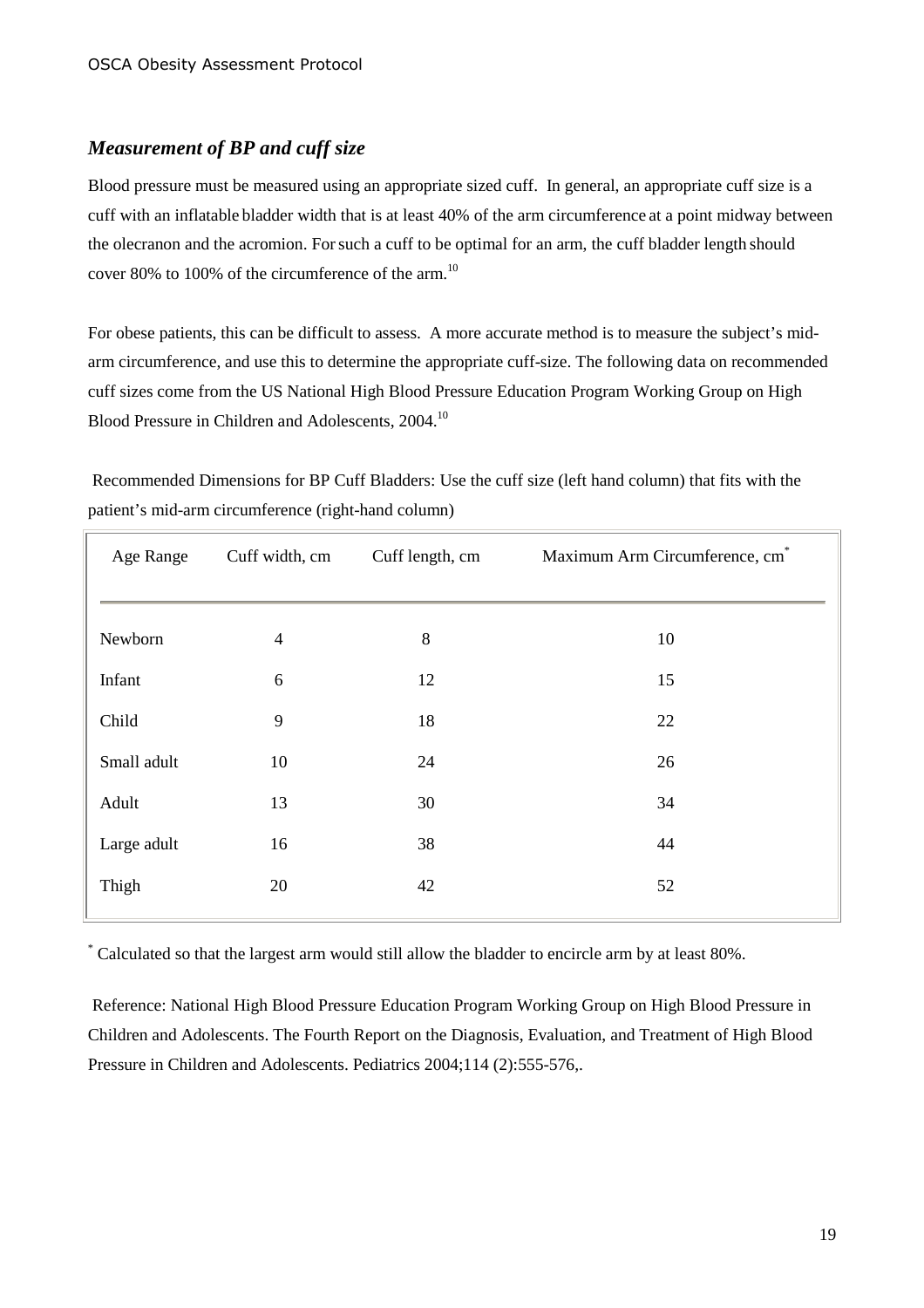### *Measurement of BP and cuff size*

Blood pressure must be measured using an appropriate sized cuff. In general, an appropriate cuff size is a cuff with an inflatable bladder width that is at least 40% of the arm circumference at a point midway between the olecranon and the acromion. For such a cuff to be optimal for an arm, the cuff bladder length should cover 80% to 100% of the circumference of the arm.[10]

For obese patients, this can be difficult to assess. A more accurate method is to measure the subject's mid-arm circumference, and use this to determine the appropriate cuff-size. The following data on recommended cuff sizes come from the US National High Blood Pressure Education Program Working Group on High Blood Pressure in Children and Adolescents, 2004.[10]

Recommended Dimensions for BP Cuff Bladders: Use the cuff size (left hand column) that fits with the patient's mid-arm circumference (right-hand column)

| Age Range | Cuff width, cm | Cuff length, cm | Maximum Arm Circumference, cm* |
|---|---|---|---|
| Newborn | 4 | 8 | 10 |
| Infant | 6 | 12 | 15 |
| Child | 9 | 18 | 22 |
| Small adult | 10 | 24 | 26 |
| Adult | 13 | 30 | 34 |
| Large adult | 16 | 38 | 44 |
| Thigh | 20 | 42 | 52 |

* Calculated so that the largest arm would still allow the bladder to encircle arm by at least 80%.

Reference: National High Blood Pressure Education Program Working Group on High Blood Pressure in Children and Adolescents. The Fourth Report on the Diagnosis, Evaluation, and Treatment of High Blood Pressure in Children and Adolescents. Pediatrics 2004;114 (2):555-576,.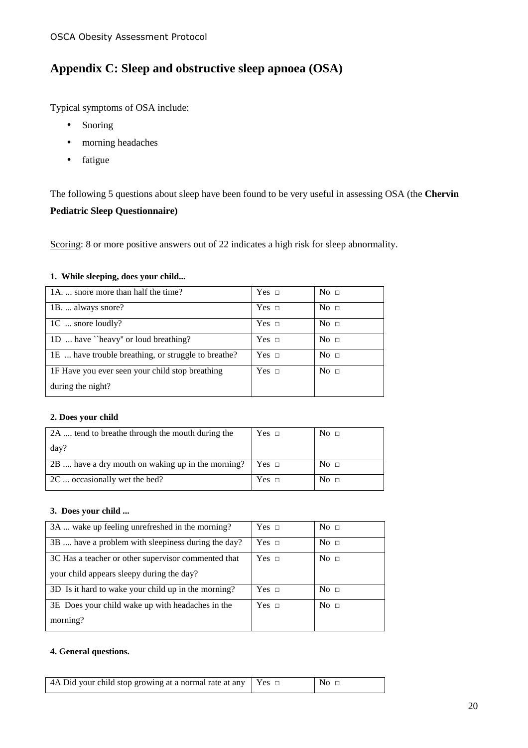## Appendix C: Sleep and obstructive sleep apnoea (OSA)

Typical symptoms of OSA include:

- Snoring
- morning headaches
- fatigue

The following 5 questions about sleep have been found to be very useful in assessing OSA (the **Chervin Pediatric Sleep Questionnaire)**

Scoring: 8 or more positive answers out of 22 indicates a high risk for sleep abnormality.

**1. While sleeping, does your child...**

| | | |
|---|---|---|
| 1A. ... snore more than half the time? | Yes □ | No □ |
| 1B. ... always snore? | Yes □ | No □ |
| 1C ... snore loudly? | Yes □ | No □ |
| 1D ... have ``heavy" or loud breathing? | Yes □ | No □ |
| 1E ... have trouble breathing, or struggle to breathe? | Yes □ | No □ |
| 1F Have you ever seen your child stop breathing during the night? | Yes □ | No □ |

**2. Does your child**

| | | |
|---|---|---|
| 2A .... tend to breathe through the mouth during the day? | Yes □ | No □ |
| 2B .... have a dry mouth on waking up in the morning? | Yes □ | No □ |
| 2C ... occasionally wet the bed? | Yes □ | No □ |

**3. Does your child ...**

| | | |
|---|---|---|
| 3A ... wake up feeling unrefreshed in the morning? | Yes □ | No □ |
| 3B .... have a problem with sleepiness during the day? | Yes □ | No □ |
| 3C Has a teacher or other supervisor commented that your child appears sleepy during the day? | Yes □ | No □ |
| 3D Is it hard to wake your child up in the morning? | Yes □ | No □ |
| 3E Does your child wake up with headaches in the morning? | Yes □ | No □ |

**4. General questions.**

| | | |
|---|---|---|
| 4A Did your child stop growing at a normal rate at any | Yes □ | No □ |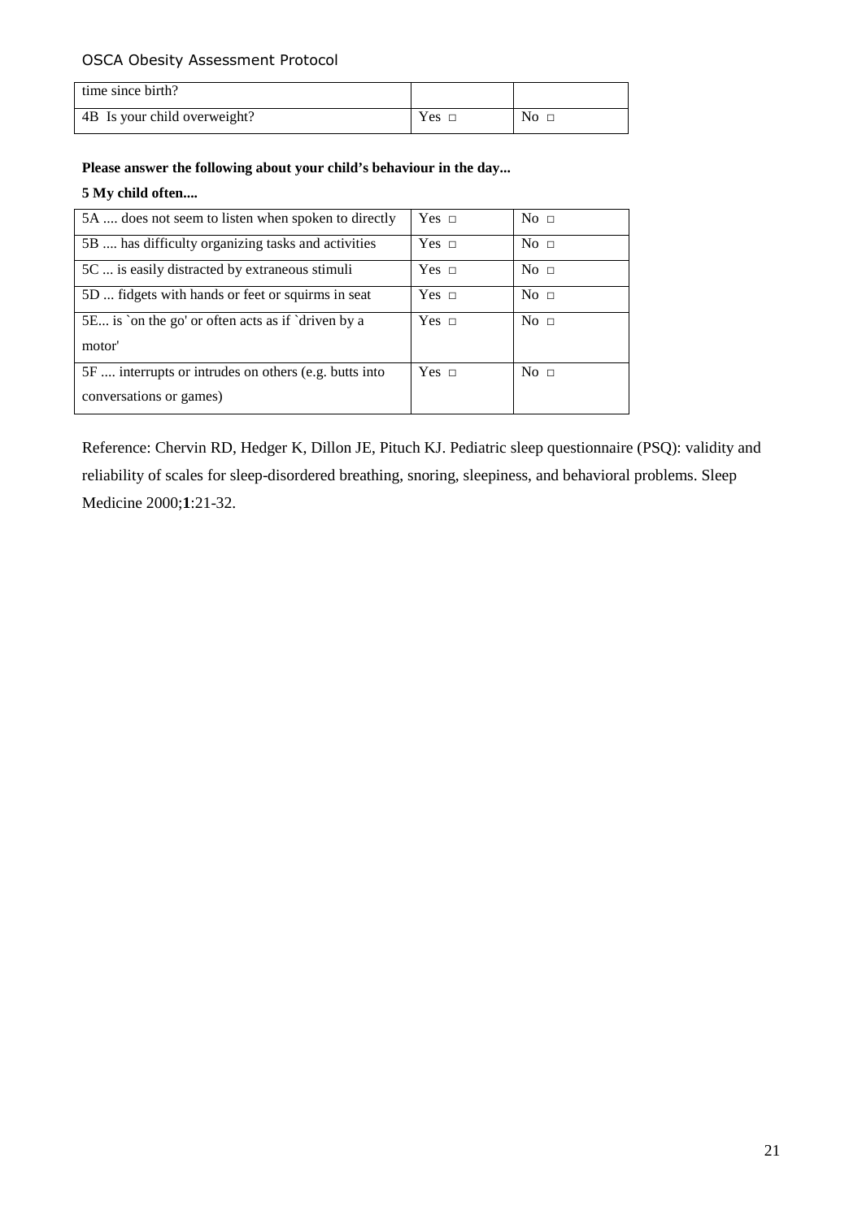| time since birth? | | |
|---|---|---|
| 4B Is your child overweight? | Yes □ | No □ |

**Please answer the following about your child's behaviour in the day...**

**5 My child often....**

| | | |
|---|---|---|
| 5A .... does not seem to listen when spoken to directly | Yes □ | No □ |
| 5B .... has difficulty organizing tasks and activities | Yes □ | No □ |
| 5C ... is easily distracted by extraneous stimuli | Yes □ | No □ |
| 5D ... fidgets with hands or feet or squirms in seat | Yes □ | No □ |
| 5E... is `on the go' or often acts as if `driven by a motor' | Yes □ | No □ |
| 5F .... interrupts or intrudes on others (e.g. butts into conversations or games) | Yes □ | No □ |

Reference: Chervin RD, Hedger K, Dillon JE, Pituch KJ. Pediatric sleep questionnaire (PSQ): validity and reliability of scales for sleep-disordered breathing, snoring, sleepiness, and behavioral problems. Sleep Medicine 2000;**1**:21-32.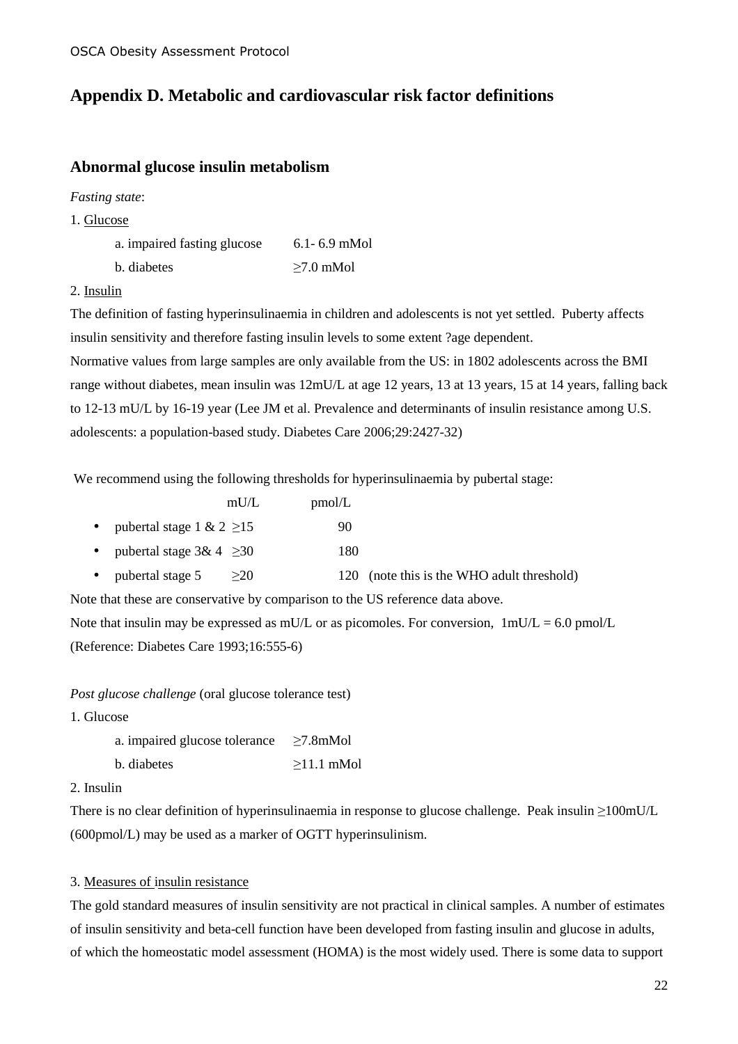## Appendix D. Metabolic and cardiovascular risk factor definitions

### Abnormal glucose insulin metabolism

*Fasting state*:

1. Glucose

   a. impaired fasting glucose 6.1- 6.9 mMol

   b. diabetes ≥7.0 mMol

2. Insulin

The definition of fasting hyperinsulinaemia in children and adolescents is not yet settled. Puberty affects insulin sensitivity and therefore fasting insulin levels to some extent ?age dependent.

Normative values from large samples are only available from the US: in 1802 adolescents across the BMI range without diabetes, mean insulin was 12mU/L at age 12 years, 13 at 13 years, 15 at 14 years, falling back to 12-13 mU/L by 16-19 year (Lee JM et al. Prevalence and determinants of insulin resistance among U.S. adolescents: a population-based study. Diabetes Care 2006;29:2427-32)

We recommend using the following thresholds for hyperinsulinaemia by pubertal stage:

| | mU/L | pmol/L |
|---|---|---|
| • pubertal stage 1 & 2 | ≥15 | 90 |
| • pubertal stage 3& 4 | ≥30 | 180 |
| • pubertal stage 5 | ≥20 | 120 (note this is the WHO adult threshold) |

Note that these are conservative by comparison to the US reference data above.

Note that insulin may be expressed as mU/L or as picomoles. For conversion, 1mU/L = 6.0 pmol/L (Reference: Diabetes Care 1993;16:555-6)

*Post glucose challenge* (oral glucose tolerance test)

1. Glucose

   a. impaired glucose tolerance ≥7.8mMol

   b. diabetes ≥11.1 mMol

2. Insulin

There is no clear definition of hyperinsulinaemia in response to glucose challenge. Peak insulin ≥100mU/L (600pmol/L) may be used as a marker of OGTT hyperinsulinism.

3. Measures of insulin resistance

The gold standard measures of insulin sensitivity are not practical in clinical samples. A number of estimates of insulin sensitivity and beta-cell function have been developed from fasting insulin and glucose in adults, of which the homeostatic model assessment (HOMA) is the most widely used. There is some data to support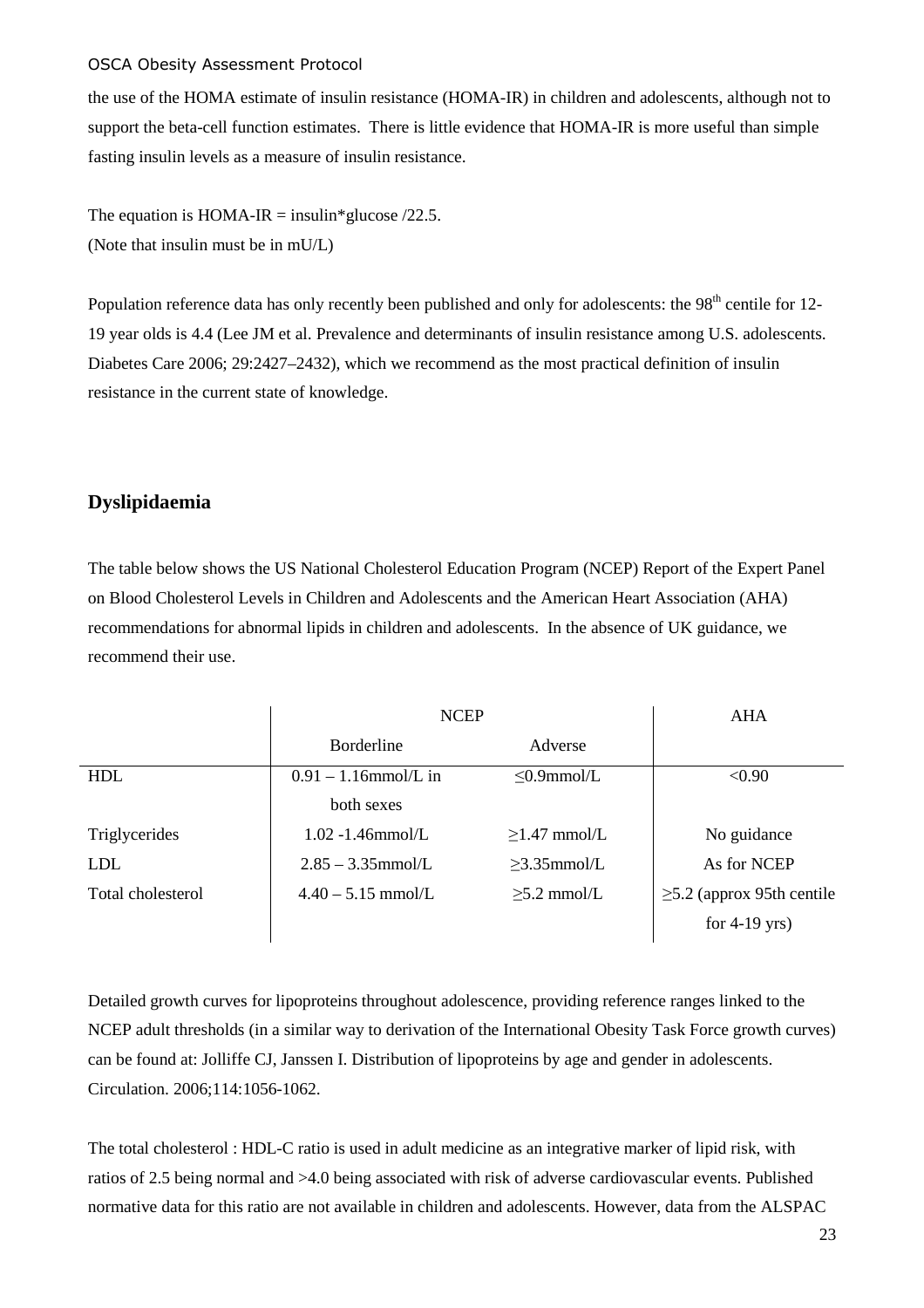the use of the HOMA estimate of insulin resistance (HOMA-IR) in children and adolescents, although not to support the beta-cell function estimates. There is little evidence that HOMA-IR is more useful than simple fasting insulin levels as a measure of insulin resistance.

The equation is HOMA-IR = insulin*glucose /22.5.
(Note that insulin must be in mU/L)

Population reference data has only recently been published and only for adolescents: the 98th centile for 12-19 year olds is 4.4 (Lee JM et al. Prevalence and determinants of insulin resistance among U.S. adolescents. Diabetes Care 2006; 29:2427–2432), which we recommend as the most practical definition of insulin resistance in the current state of knowledge.

## Dyslipidaemia

The table below shows the US National Cholesterol Education Program (NCEP) Report of the Expert Panel on Blood Cholesterol Levels in Children and Adolescents and the American Heart Association (AHA) recommendations for abnormal lipids in children and adolescents. In the absence of UK guidance, we recommend their use.

| | NCEP | | AHA |
|---|---|---|---|
| | Borderline | Adverse | |
| HDL | 0.91 – 1.16mmol/L in both sexes | ≤0.9mmol/L | <0.90 |
| Triglycerides | 1.02 -1.46mmol/L | ≥1.47 mmol/L | No guidance |
| LDL | 2.85 – 3.35mmol/L | ≥3.35mmol/L | As for NCEP |
| Total cholesterol | 4.40 – 5.15 mmol/L | ≥5.2 mmol/L | ≥5.2 (approx 95th centile for 4-19 yrs) |

Detailed growth curves for lipoproteins throughout adolescence, providing reference ranges linked to the NCEP adult thresholds (in a similar way to derivation of the International Obesity Task Force growth curves) can be found at: Jolliffe CJ, Janssen I. Distribution of lipoproteins by age and gender in adolescents. Circulation. 2006;114:1056-1062.

The total cholesterol : HDL-C ratio is used in adult medicine as an integrative marker of lipid risk, with ratios of 2.5 being normal and >4.0 being associated with risk of adverse cardiovascular events. Published normative data for this ratio are not available in children and adolescents. However, data from the ALSPAC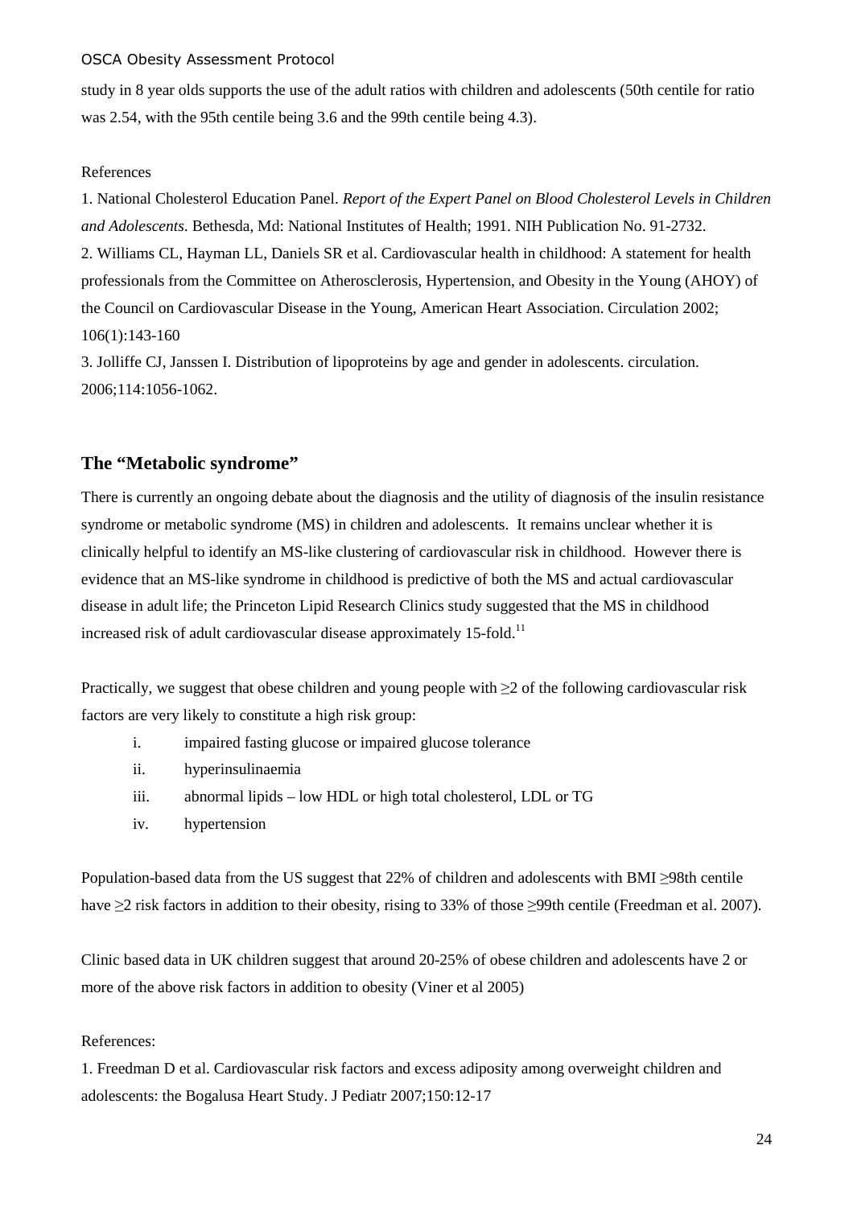study in 8 year olds supports the use of the adult ratios with children and adolescents (50th centile for ratio was 2.54, with the 95th centile being 3.6 and the 99th centile being 4.3).

References

1. National Cholesterol Education Panel. *Report of the Expert Panel on Blood Cholesterol Levels in Children and Adolescents*. Bethesda, Md: National Institutes of Health; 1991. NIH Publication No. 91-2732.
2. Williams CL, Hayman LL, Daniels SR et al. Cardiovascular health in childhood: A statement for health professionals from the Committee on Atherosclerosis, Hypertension, and Obesity in the Young (AHOY) of the Council on Cardiovascular Disease in the Young, American Heart Association. Circulation 2002; 106(1):143-160
3. Jolliffe CJ, Janssen I. Distribution of lipoproteins by age and gender in adolescents. circulation. 2006;114:1056-1062.

## The "Metabolic syndrome"

There is currently an ongoing debate about the diagnosis and the utility of diagnosis of the insulin resistance syndrome or metabolic syndrome (MS) in children and adolescents. It remains unclear whether it is clinically helpful to identify an MS-like clustering of cardiovascular risk in childhood. However there is evidence that an MS-like syndrome in childhood is predictive of both the MS and actual cardiovascular disease in adult life; the Princeton Lipid Research Clinics study suggested that the MS in childhood increased risk of adult cardiovascular disease approximately 15-fold.[11]

Practically, we suggest that obese children and young people with ≥2 of the following cardiovascular risk factors are very likely to constitute a high risk group:

i. impaired fasting glucose or impaired glucose tolerance
ii. hyperinsulinaemia
iii. abnormal lipids – low HDL or high total cholesterol, LDL or TG
iv. hypertension

Population-based data from the US suggest that 22% of children and adolescents with BMI ≥98th centile have ≥2 risk factors in addition to their obesity, rising to 33% of those ≥99th centile (Freedman et al. 2007).

Clinic based data in UK children suggest that around 20-25% of obese children and adolescents have 2 or more of the above risk factors in addition to obesity (Viner et al 2005)

References:

1. Freedman D et al. Cardiovascular risk factors and excess adiposity among overweight children and adolescents: the Bogalusa Heart Study. J Pediatr 2007;150:12-17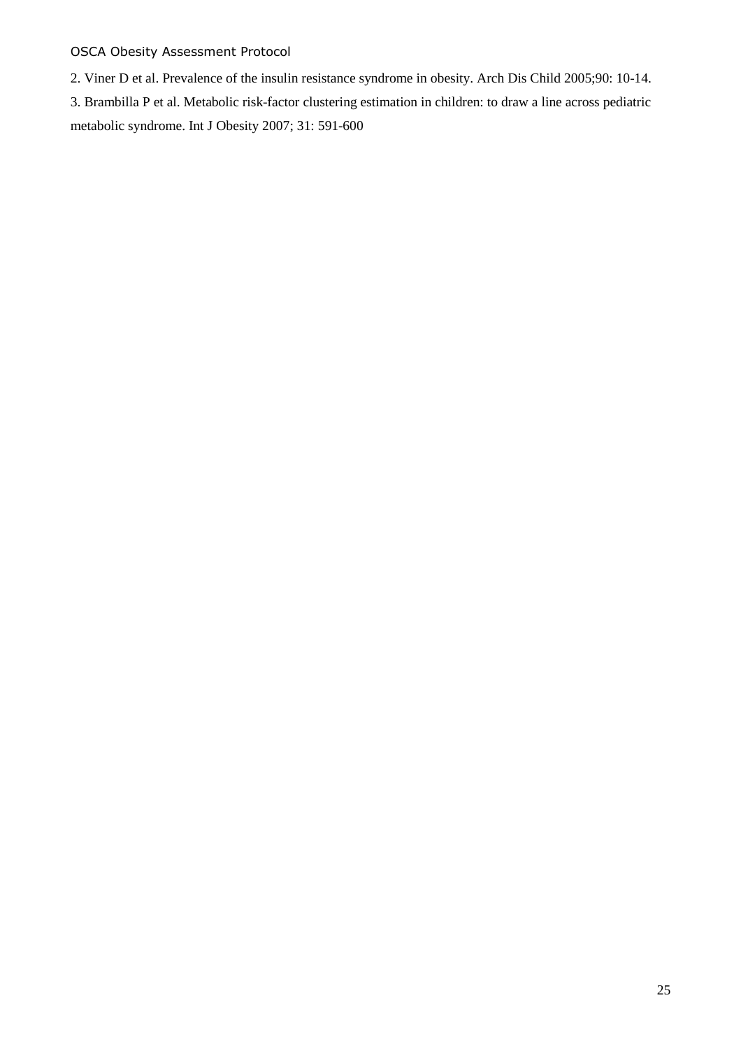2. Viner D et al. Prevalence of the insulin resistance syndrome in obesity. Arch Dis Child 2005;90: 10-14.

3. Brambilla P et al. Metabolic risk-factor clustering estimation in children: to draw a line across pediatric metabolic syndrome. Int J Obesity 2007; 31: 591-600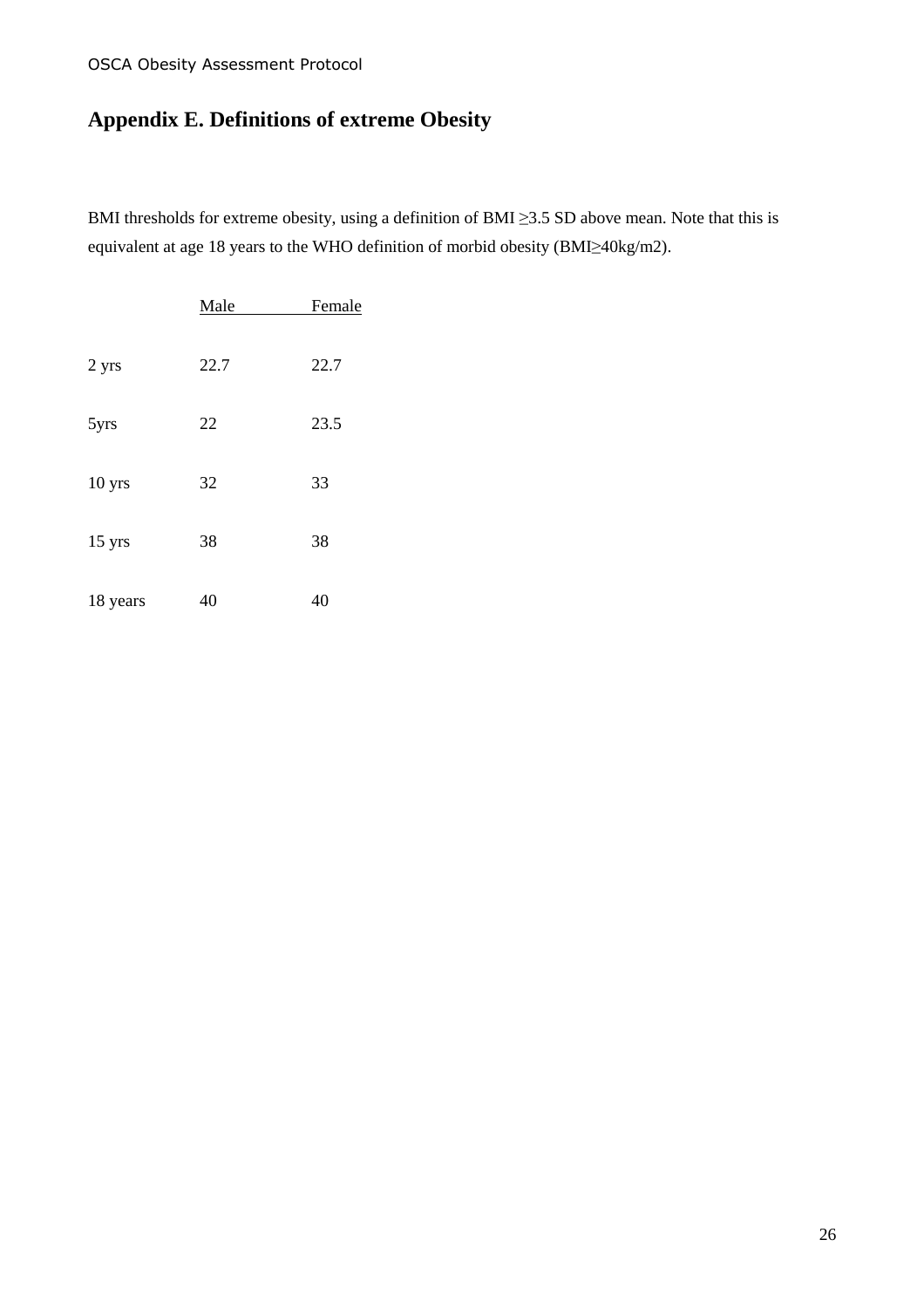# Appendix E. Definitions of extreme Obesity

BMI thresholds for extreme obesity, using a definition of BMI ≥3.5 SD above mean. Note that this is equivalent at age 18 years to the WHO definition of morbid obesity (BMI≥40kg/m2).

| | Male | Female |
|---|---|---|
| 2 yrs | 22.7 | 22.7 |
| 5yrs | 22 | 23.5 |
| 10 yrs | 32 | 33 |
| 15 yrs | 38 | 38 |
| 18 years | 40 | 40 |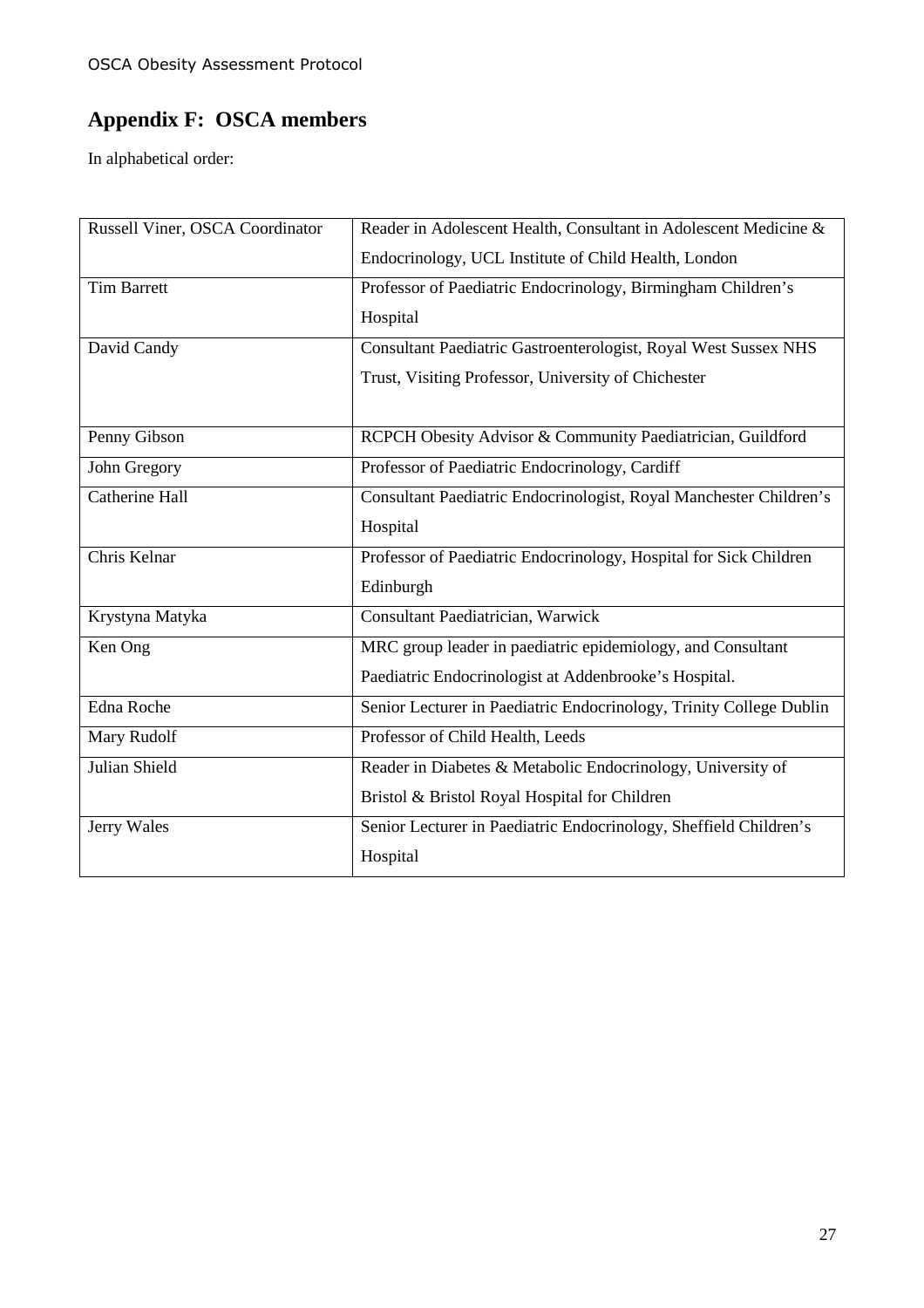## Appendix F: OSCA members

In alphabetical order:

| | |
|---|---|
| Russell Viner, OSCA Coordinator | Reader in Adolescent Health, Consultant in Adolescent Medicine & Endocrinology, UCL Institute of Child Health, London |
| Tim Barrett | Professor of Paediatric Endocrinology, Birmingham Children's Hospital |
| David Candy | Consultant Paediatric Gastroenterologist, Royal West Sussex NHS Trust, Visiting Professor, University of Chichester |
| Penny Gibson | RCPCH Obesity Advisor & Community Paediatrician, Guildford |
| John Gregory | Professor of Paediatric Endocrinology, Cardiff |
| Catherine Hall | Consultant Paediatric Endocrinologist, Royal Manchester Children's Hospital |
| Chris Kelnar | Professor of Paediatric Endocrinology, Hospital for Sick Children Edinburgh |
| Krystyna Matyka | Consultant Paediatrician, Warwick |
| Ken Ong | MRC group leader in paediatric epidemiology, and Consultant Paediatric Endocrinologist at Addenbrooke's Hospital. |
| Edna Roche | Senior Lecturer in Paediatric Endocrinology, Trinity College Dublin |
| Mary Rudolf | Professor of Child Health, Leeds |
| Julian Shield | Reader in Diabetes & Metabolic Endocrinology, University of Bristol & Bristol Royal Hospital for Children |
| Jerry Wales | Senior Lecturer in Paediatric Endocrinology, Sheffield Children's Hospital |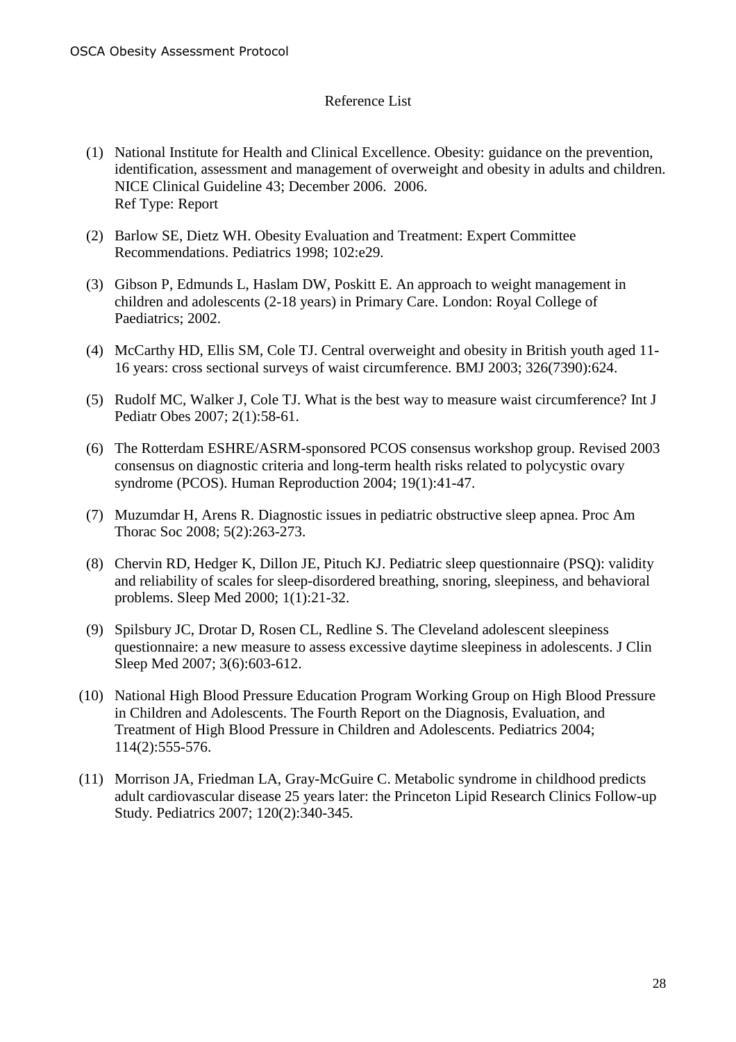## Reference List

(1) National Institute for Health and Clinical Excellence. Obesity: guidance on the prevention, identification, assessment and management of overweight and obesity in adults and children. NICE Clinical Guideline 43; December 2006. 2006.
Ref Type: Report

(2) Barlow SE, Dietz WH. Obesity Evaluation and Treatment: Expert Committee Recommendations. Pediatrics 1998; 102:e29.

(3) Gibson P, Edmunds L, Haslam DW, Poskitt E. An approach to weight management in children and adolescents (2-18 years) in Primary Care. London: Royal College of Paediatrics; 2002.

(4) McCarthy HD, Ellis SM, Cole TJ. Central overweight and obesity in British youth aged 11-16 years: cross sectional surveys of waist circumference. BMJ 2003; 326(7390):624.

(5) Rudolf MC, Walker J, Cole TJ. What is the best way to measure waist circumference? Int J Pediatr Obes 2007; 2(1):58-61.

(6) The Rotterdam ESHRE/ASRM-sponsored PCOS consensus workshop group. Revised 2003 consensus on diagnostic criteria and long-term health risks related to polycystic ovary syndrome (PCOS). Human Reproduction 2004; 19(1):41-47.

(7) Muzumdar H, Arens R. Diagnostic issues in pediatric obstructive sleep apnea. Proc Am Thorac Soc 2008; 5(2):263-273.

(8) Chervin RD, Hedger K, Dillon JE, Pituch KJ. Pediatric sleep questionnaire (PSQ): validity and reliability of scales for sleep-disordered breathing, snoring, sleepiness, and behavioral problems. Sleep Med 2000; 1(1):21-32.

(9) Spilsbury JC, Drotar D, Rosen CL, Redline S. The Cleveland adolescent sleepiness questionnaire: a new measure to assess excessive daytime sleepiness in adolescents. J Clin Sleep Med 2007; 3(6):603-612.

(10) National High Blood Pressure Education Program Working Group on High Blood Pressure in Children and Adolescents. The Fourth Report on the Diagnosis, Evaluation, and Treatment of High Blood Pressure in Children and Adolescents. Pediatrics 2004; 114(2):555-576.

(11) Morrison JA, Friedman LA, Gray-McGuire C. Metabolic syndrome in childhood predicts adult cardiovascular disease 25 years later: the Princeton Lipid Research Clinics Follow-up Study. Pediatrics 2007; 120(2):340-345.